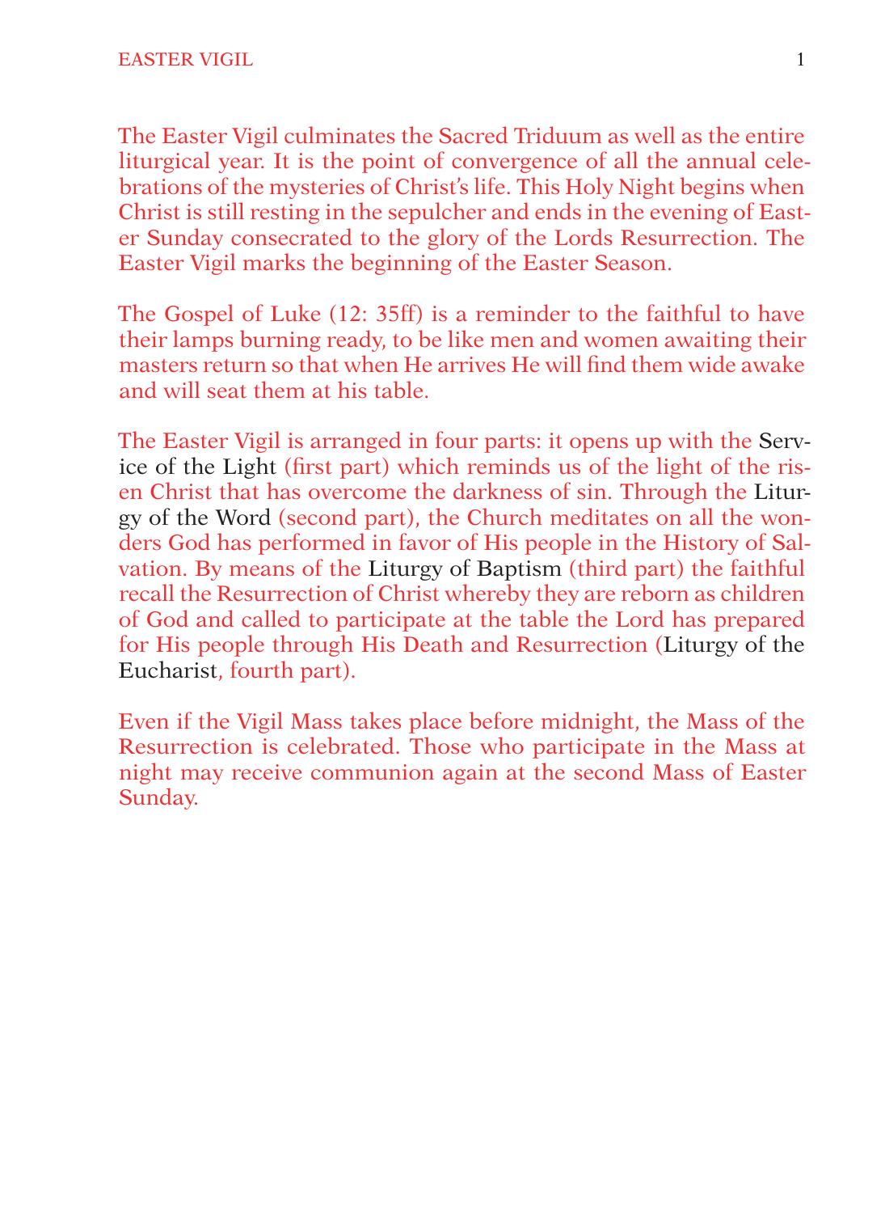The Easter Vigil culminates the Sacred Triduum as well as the entire liturgical year. It is the point of convergence of all the annual celebrations of the mysteries of Christ's life. This Holy Night begins when Christ is still resting in the sepulcher and ends in the evening of Easter Sunday consecrated to the glory of the Lords Resurrection. The Easter Vigil marks the beginning of the Easter Season.

The Gospel of Luke (12: 35ff) is a reminder to the faithful to have their lamps burning ready, to be like men and women awaiting their masters return so that when He arrives He will find them wide awake and will seat them at his table.

The Easter Vigil is arranged in four parts: it opens up with the Service of the Light (first part) which reminds us of the light of the risen Christ that has overcome the darkness of sin. Through the Liturgy of the Word (second part), the Church meditates on all the wonders God has performed in favor of His people in the History of Salvation. By means of the Liturgy of Baptism (third part) the faithful recall the Resurrection of Christ whereby they are reborn as children of God and called to participate at the table the Lord has prepared for His people through His Death and Resurrection (Liturgy of the Eucharist, fourth part).

Even if the Vigil Mass takes place before midnight, the Mass of the Resurrection is celebrated. Those who participate in the Mass at night may receive communion again at the second Mass of Easter Sunday.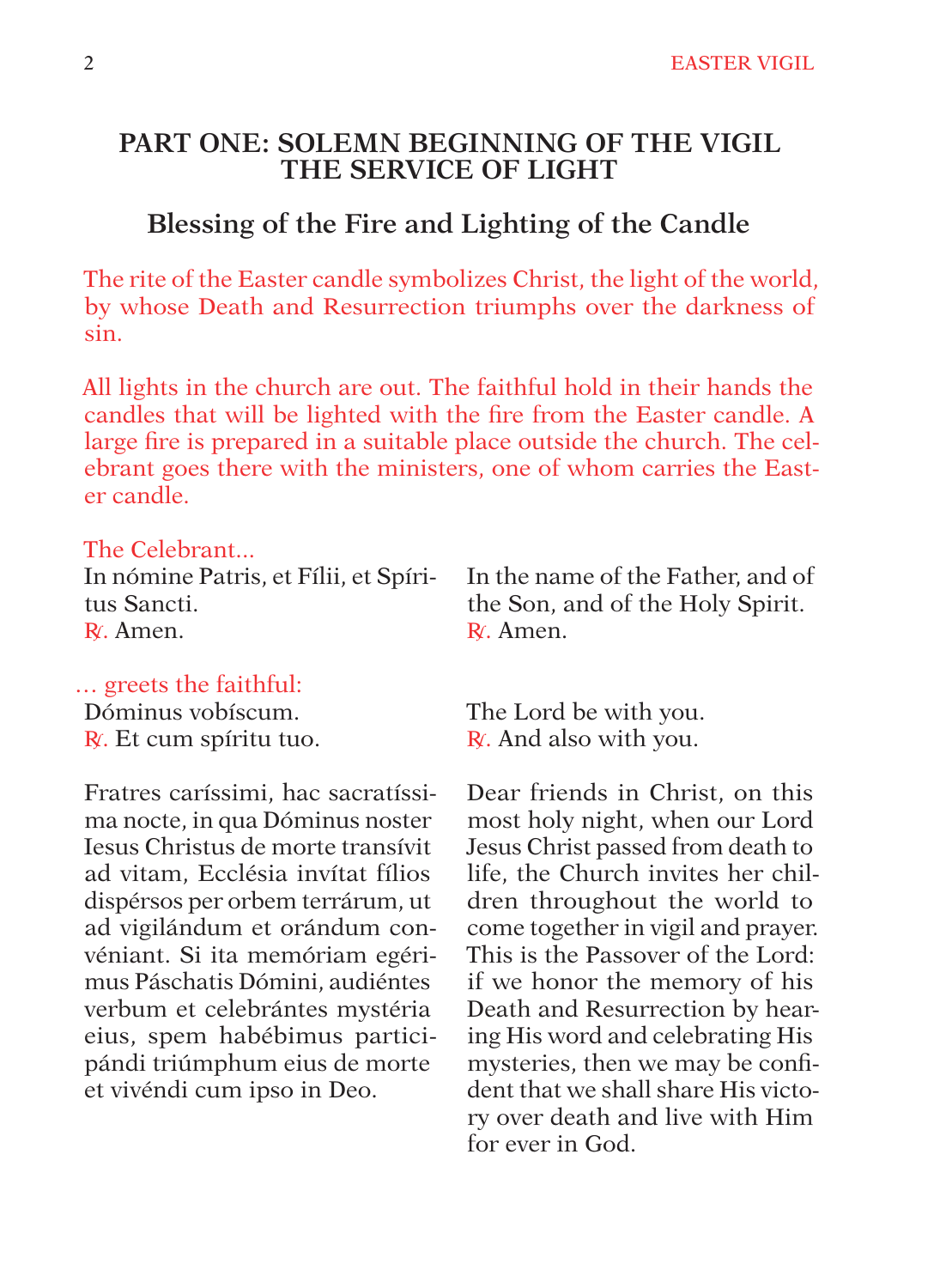## PART ONE: SOLEMN BEGINNING OF THE VIGIL THE SERVICE OF LIGHT

### Blessing of the Fire and Lighting of the Candle

*The rite of the Easter candle symbolizes Christ, the light of the world, by whose Death and Resurrection triumphs over the darkness of sin.*

*All lights in the church are out. The faithful hold in their hands the candles that will be lighted with the fire from the Easter candle. A large fire is prepared in a suitable place outside the church. The celebrant goes there with the ministers, one of whom carries the Easter candle.*

*The Celebrant...*

In nómine Patris, et Fílii, et Spíritus Sancti.
℟. Amen.

In the name of the Father, and of the Son, and of the Holy Spirit.
℟. Amen.

*... greets the faithful:*

Dóminus vobíscum.
℟. Et cum spíritu tuo.

The Lord be with you.
℟. And also with you.

Fratres caríssimi, hac sacratíssima nocte, in qua Dóminus noster Iesus Christus de morte transívit ad vitam, Ecclésia invítat fílios dispérsos per orbem terrárum, ut ad vigilándum et orándum convéniant. Si ita memóriam egérimus Páschatis Dómini, audiéntes verbum et celebrántes mystéria eius, spem habébimus participándi triúmphum eius de morte et vivéndi cum ipso in Deo.

Dear friends in Christ, on this most holy night, when our Lord Jesus Christ passed from death to life, the Church invites her children throughout the world to come together in vigil and prayer. This is the Passover of the Lord: if we honor the memory of his Death and Resurrection by hearing His word and celebrating His mysteries, then we may be confident that we shall share His victory over death and live with Him for ever in God.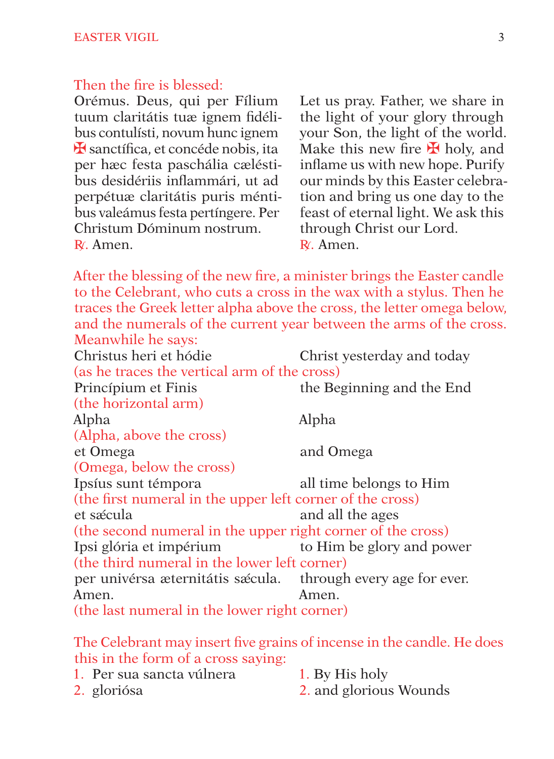*Then the fire is blessed:*

Orémus. Deus, qui per Fílium tuum claritátis tuæ ignem fidélibus contulísti, novum hunc ignem ✠ sanctífica, et concéde nobis, ita per hæc festa paschália cæléstibus desidériis inflammári, ut ad perpétuæ claritátis puris méntibus valeámus festa pertíngere. Per Christum Dóminum nostrum.
℟. Amen.

Let us pray. Father, we share in the light of your glory through your Son, the light of the world. Make this new fire ✠ holy, and inflame us with new hope. Purify our minds by this Easter celebration and bring us one day to the feast of eternal light. We ask this through Christ our Lord.
℟. Amen.

*After the blessing of the new fire, a minister brings the Easter candle to the Celebrant, who cuts a cross in the wax with a stylus. Then he traces the Greek letter alpha above the cross, the letter omega below, and the numerals of the current year between the arms of the cross. Meanwhile he says:*

| Latin | English |
|---|---|
| Christus heri et hódie | Christ yesterday and today |
| *(as he traces the vertical arm of the cross)* | |
| Princípium et Finis | the Beginning and the End |
| *(the horizontal arm)* | |
| Alpha | Alpha |
| *(Alpha, above the cross)* | |
| et Omega | and Omega |
| *(Omega, below the cross)* | |
| Ipsíus sunt témpora | all time belongs to Him |
| *(the first numeral in the upper left corner of the cross)* | |
| et sǽcula | and all the ages |
| *(the second numeral in the upper right corner of the cross)* | |
| Ipsi glória et impérium | to Him be glory and power |
| *(the third numeral in the lower left corner)* | |
| per univérsa æternitátis sǽcula. Amen. | through every age for ever. Amen. |
| *(the last numeral in the lower right corner)* | |

*The Celebrant may insert five grains of incense in the candle. He does this in the form of a cross saying:*

| Latin | English |
|---|---|
| 1. Per sua sancta vúlnera | 1. By His holy |
| 2. glorióosa | 2. and glorious Wounds |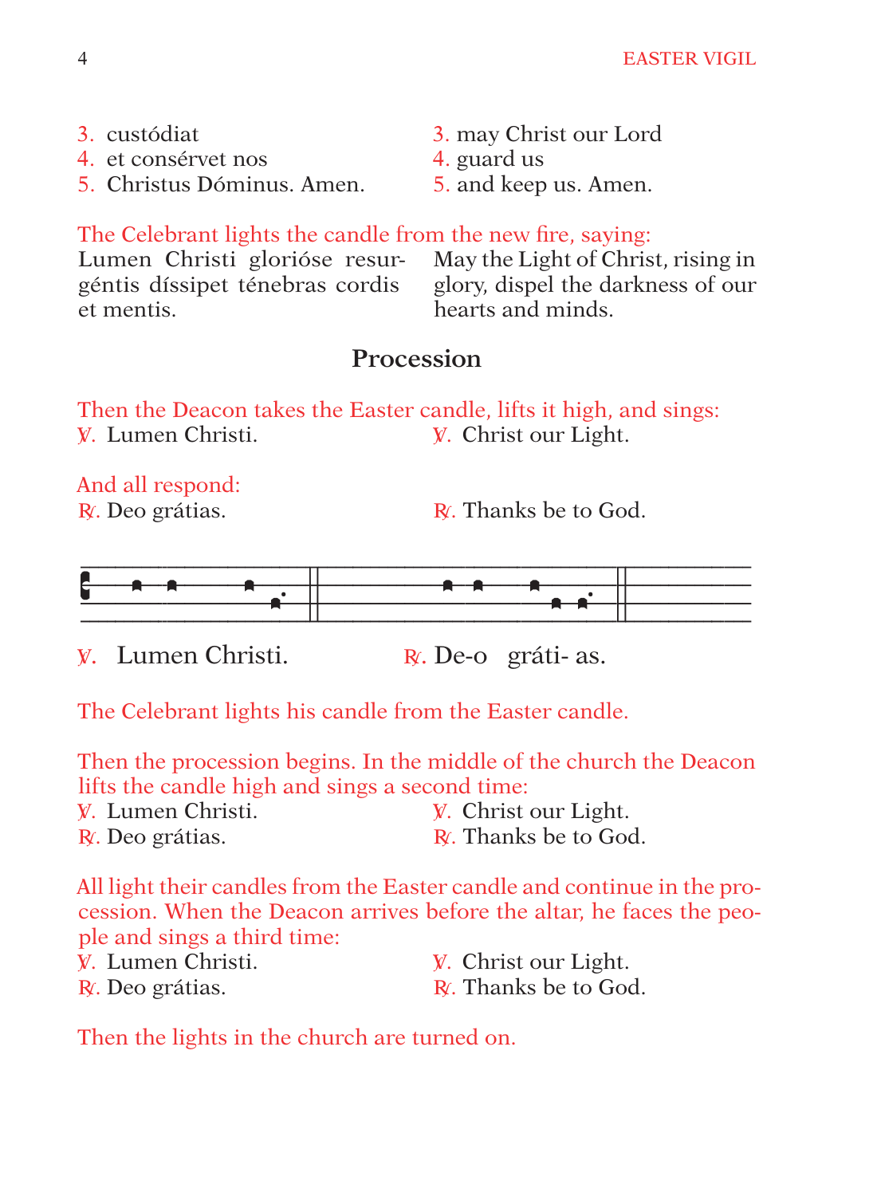3. custódiat
4. et consérvet nos
5. Christus Dóminus. Amen.

3. may Christ our Lord
4. guard us
5. and keep us. Amen.

*The Celebrant lights the candle from the new fire, saying:*

Lumen Christi gloriόse resurgéntis díssipet ténebras cordis et mentis.

May the Light of Christ, rising in glory, dispel the darkness of our hearts and minds.

## Procession

*Then the Deacon takes the Easter candle, lifts it high, and sings:*

℣. Lumen Christi. ℣. Christ our Light.

*And all respond:*

℟. Deo grátias. ℟. Thanks be to God.

℣. Lumen Christi. ℟. De-o gráti- as.

*The Celebrant lights his candle from the Easter candle.*

*Then the procession begins. In the middle of the church the Deacon lifts the candle high and sings a second time:*

℣. Lumen Christi. ℣. Christ our Light.
℟. Deo grátias. ℟. Thanks be to God.

*All light their candles from the Easter candle and continue in the procession. When the Deacon arrives before the altar, he faces the people and sings a third time:*

℣. Lumen Christi. ℣. Christ our Light.
℟. Deo grátias. ℟. Thanks be to God.

*Then the lights in the church are turned on.*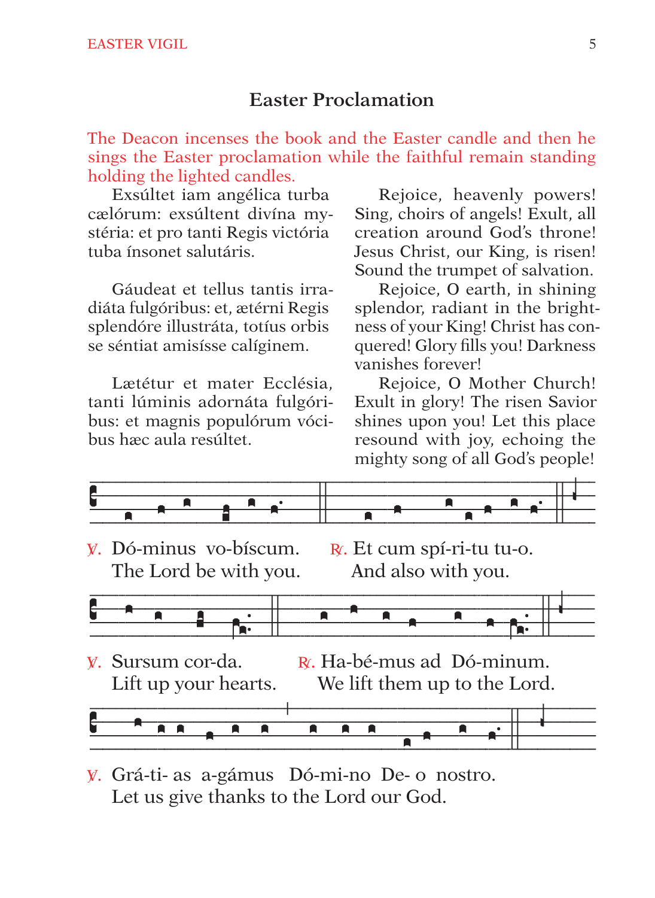## Easter Proclamation

*The Deacon incenses the book and the Easter candle and then he sings the Easter proclamation while the faithful remain standing holding the lighted candles.*

Exsúltet iam angélica turba cælórum: exsúltent divína mystéria: et pro tanti Regis victória tuba ínsonet salutáris.

Rejoice, heavenly powers! Sing, choirs of angels! Exult, all creation around God's throne! Jesus Christ, our King, is risen! Sound the trumpet of salvation.

Gáudeat et tellus tantis irradiáta fulgóribus: et, ætérni Regis splendóre illustráta, totíus orbis se séntiat amisísse calíginem.

Rejoice, O earth, in shining splendor, radiant in the brightness of your King! Christ has conquered! Glory fills you! Darkness vanishes forever!

Lætétur et mater Ecclésia, tanti lúminis adornáta fulgóribus: et magnis populórum vócibus hæc aula resúltet.

Rejoice, O Mother Church! Exult in glory! The risen Savior shines upon you! Let this place resound with joy, echoing the mighty song of all God's people!

℣. Dó-minus vo-bíscum.
The Lord be with you.

℟. Et cum spí-ri-tu tu-o.
And also with you.

℣. Sursum cor-da.
Lift up your hearts.

℟. Ha-bé-mus ad Dó-minum.
We lift them up to the Lord.

℣. Grá-ti- as a-gámus Dó-mi-no De- o nostro.
Let us give thanks to the Lord our God.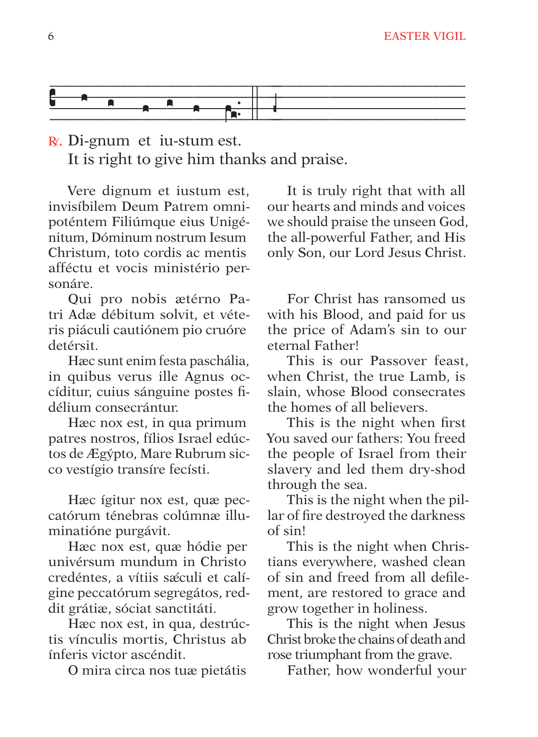℟. Di-gnum et iu-stum est.
It is right to give him thanks and praise.

Vere dignum et iustum est, invisíbilem Deum Patrem omnipoténtem Filiúmque eius Unigénitum, Dóminum nostrum Iesum Christum, toto cordis ac mentis afféctu et vocis ministério personáre.

It is truly right that with all our hearts and minds and voices we should praise the unseen God, the all-powerful Father, and His only Son, our Lord Jesus Christ.

Qui pro nobis ætérno Patri Adæ débitum solvit, et véteris piáculi cautiónem pio cruóre detérsit.

For Christ has ransomed us with his Blood, and paid for us the price of Adam's sin to our eternal Father!

Hæc sunt enim festa paschália, in quibus verus ille Agnus occíditur, cuius sánguine postes fidélium consecrántur.

This is our Passover feast, when Christ, the true Lamb, is slain, whose Blood consecrates the homes of all believers.

Hæc nox est, in qua primum patres nostros, fílios Israel edúctos de Ægýpto, Mare Rubrum sicco vestígio transíre fecísti.

This is the night when first You saved our fathers: You freed the people of Israel from their slavery and led them dry-shod through the sea.

Hæc ígitur nox est, quæ peccatórum ténebras colúmnæ illuminatióne purgávit.

This is the night when the pillar of fire destroyed the darkness of sin!

Hæc nox est, quæ hódie per univérsum mundum in Christo credéntes, a vítiis sǽculi et calígine peccatórum segregátos, reddit grátiæ, sóciat sanctitáti.

This is the night when Christians everywhere, washed clean of sin and freed from all defilement, are restored to grace and grow together in holiness.

Hæc nox est, in qua, destrúctis vínculis mortis, Christus ab ínferis victor ascéndit.

This is the night when Jesus Christ broke the chains of death and rose triumphant from the grave.

O mira circa nos tuæ pietátis

Father, how wonderful your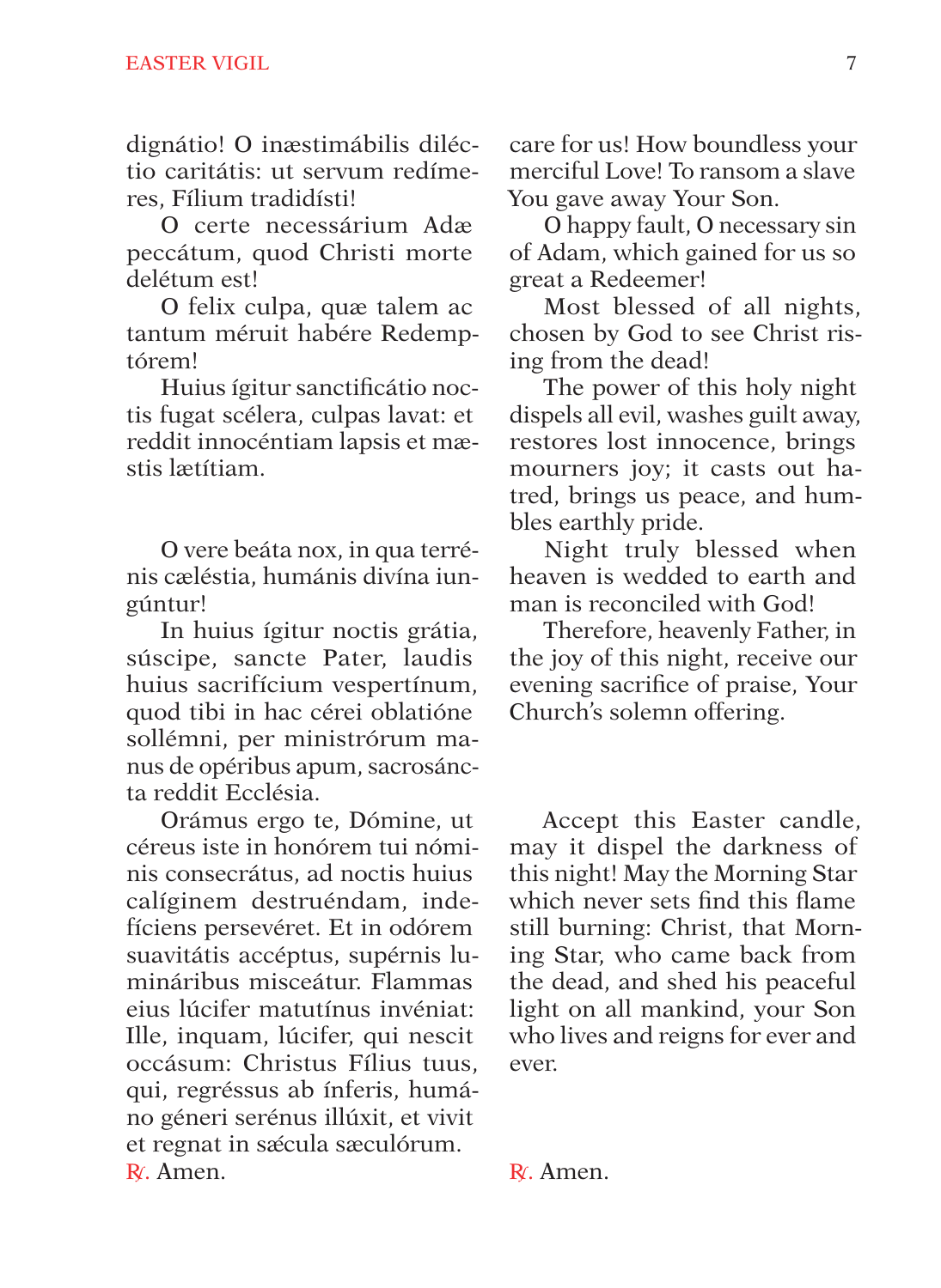dignátio! O inæstimábilis diléctio caritátis: ut servum redímeres, Fílium tradidísti!

O certe necessárium Adæ peccátum, quod Christi morte delétum est!

O felix culpa, quæ talem ac tantum méruit habére Redemptórem!

Huius ígitur sanctificátio noctis fugat scélera, culpas lavat: et reddit innocéntiam lapsis et mæstis lætítiam.

O vere beáta nox, in qua terrénis cæléstia, humánis divína iungúntur!

In huius ígitur noctis grátia, súscipe, sancte Pater, laudis huius sacrifícium vespertínum, quod tibi in hac cérei oblatióne sollémni, per ministrórum manus de opéribus apum, sacrosáncta reddit Ecclésia.

Orámus ergo te, Dómine, ut céreus iste in honórem tui nóminis consecrátus, ad noctis huius calíginem destruéndam, indefíciens persevéret. Et in odórem suavitátis accéptus, supérnis luminári­bus misceátur. Flammas eius lúcifer matutínus invéniat: Ille, inquam, lúcifer, qui nescit occásum: Christus Fílius tuus, qui, regréssus ab ínferis, humáno géneri serénus illúxit, et vivit et regnat in sǽcula sæculórum.

℟. Amen.

care for us! How boundless your merciful Love! To ransom a slave You gave away Your Son.

O happy fault, O necessary sin of Adam, which gained for us so great a Redeemer!

Most blessed of all nights, chosen by God to see Christ rising from the dead!

The power of this holy night dispels all evil, washes guilt away, restores lost innocence, brings mourners joy; it casts out hatred, brings us peace, and humbles earthly pride.

Night truly blessed when heaven is wedded to earth and man is reconciled with God!

Therefore, heavenly Father, in the joy of this night, receive our evening sacrifice of praise, Your Church's solemn offering.

Accept this Easter candle, may it dispel the darkness of this night! May the Morning Star which never sets find this flame still burning: Christ, that Morning Star, who came back from the dead, and shed his peaceful light on all mankind, your Son who lives and reigns for ever and ever.

℟. Amen.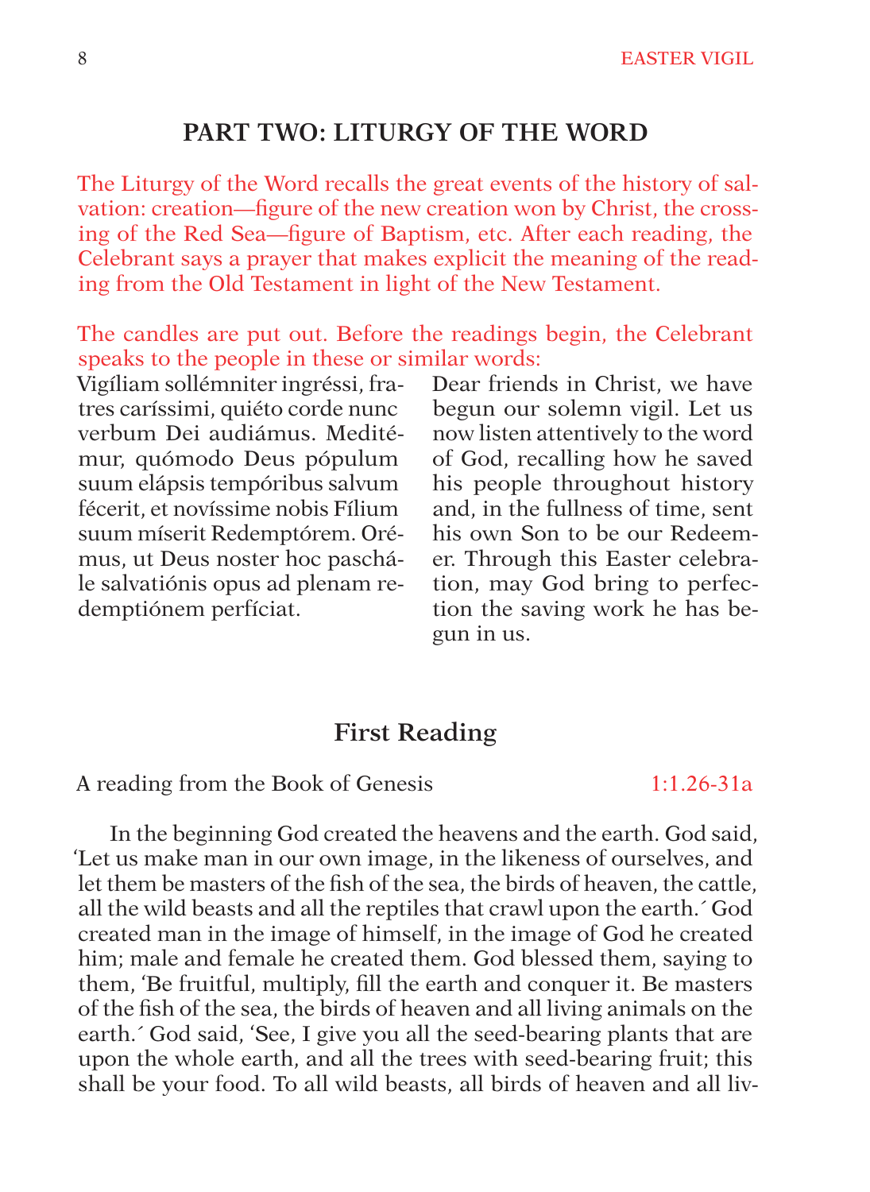## PART TWO: LITURGY OF THE WORD

The Liturgy of the Word recalls the great events of the history of salvation: creation—figure of the new creation won by Christ, the crossing of the Red Sea—figure of Baptism, etc. After each reading, the Celebrant says a prayer that makes explicit the meaning of the reading from the Old Testament in light of the New Testament.

The candles are put out. Before the readings begin, the Celebrant speaks to the people in these or similar words:

Vigíliam sollémniter ingréssi, fratres caríssimi, quiéto corde nunc verbum Dei audiámus. Meditémur, quómodo Deus pópulum suum elápsis tempóribus salvum fécerit, et novíssime nobis Fílium suum míserit Redemptórem. Orémus, ut Deus noster hoc paschále salvatiónis opus ad plenam redemptiónem perfíciat.

Dear friends in Christ, we have begun our solemn vigil. Let us now listen attentively to the word of God, recalling how he saved his people throughout history and, in the fullness of time, sent his own Son to be our Redeemer. Through this Easter celebration, may God bring to perfection the saving work he has begun in us.

### First Reading

A reading from the Book of Genesis 1:1.26-31a

In the beginning God created the heavens and the earth. God said, 'Let us make man in our own image, in the likeness of ourselves, and let them be masters of the fish of the sea, the birds of heaven, the cattle, all the wild beasts and all the reptiles that crawl upon the earth.' God created man in the image of himself, in the image of God he created him; male and female he created them. God blessed them, saying to them, 'Be fruitful, multiply, fill the earth and conquer it. Be masters of the fish of the sea, the birds of heaven and all living animals on the earth.' God said, 'See, I give you all the seed-bearing plants that are upon the whole earth, and all the trees with seed-bearing fruit; this shall be your food. To all wild beasts, all birds of heaven and all liv-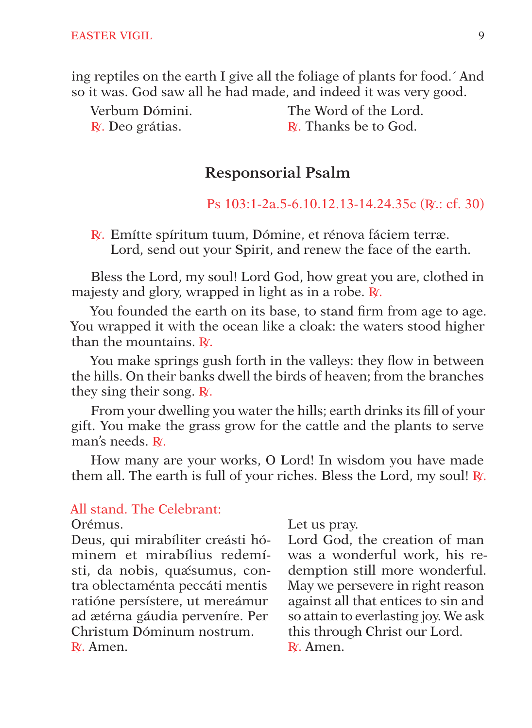ing reptiles on the earth I give all the foliage of plants for food.´ And so it was. God saw all he had made, and indeed it was very good.

| Latin | English |
|---|---|
| Verbum Dómini. | The Word of the Lord. |
| ℟. Deo grátias. | ℟. Thanks be to God. |

## Responsorial Psalm

Ps 103:1-2a.5-6.10.12.13-14.24.35c (℟.: cf. 30)

℟. Emítte spíritum tuum, Dómine, et rénova fáciem terræ.
Lord, send out your Spirit, and renew the face of the earth.

Bless the Lord, my soul! Lord God, how great you are, clothed in majesty and glory, wrapped in light as in a robe. ℟.

You founded the earth on its base, to stand firm from age to age. You wrapped it with the ocean like a cloak: the waters stood higher than the mountains. ℟.

You make springs gush forth in the valleys: they flow in between the hills. On their banks dwell the birds of heaven; from the branches they sing their song. ℟.

From your dwelling you water the hills; earth drinks its fill of your gift. You make the grass grow for the cattle and the plants to serve man's needs. ℟.

How many are your works, O Lord! In wisdom you have made them all. The earth is full of your riches. Bless the Lord, my soul! ℟.

All stand. The Celebrant:

| Latin | English |
|---|---|
| Orémus. | Let us pray. |
| Deus, qui mirabíliter creásti hóminem et mirabílius redemísti, da nobis, quǽsumus, contra oblectaménta peccáti mentis ratióne persístere, ut mereámur ad ætérna gáudia perveníre. Per Christum Dóminum nostrum. | Lord God, the creation of man was a wonderful work, his redemption still more wonderful. May we persevere in right reason against all that entices to sin and so attain to everlasting joy. We ask this through Christ our Lord. |
| ℟. Amen. | ℟. Amen. |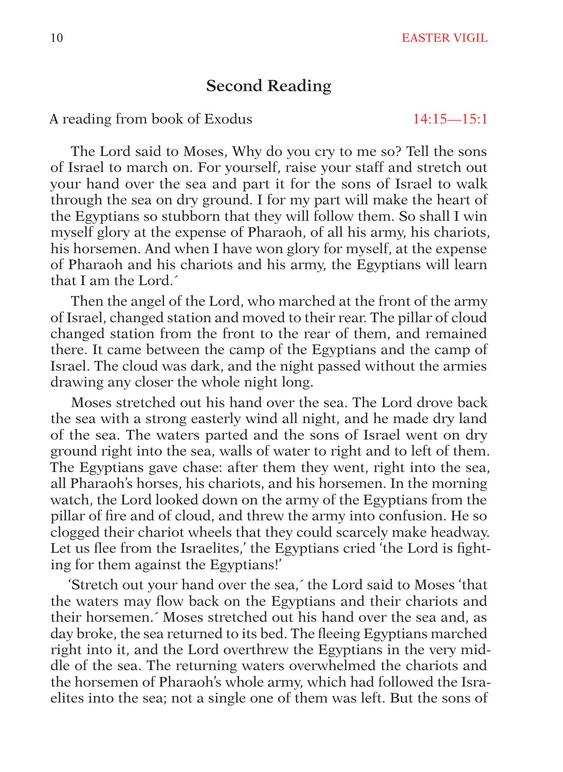## Second Reading

A reading from book of Exodus 14:15—15:1

The Lord said to Moses, Why do you cry to me so? Tell the sons of Israel to march on. For yourself, raise your staff and stretch out your hand over the sea and part it for the sons of Israel to walk through the sea on dry ground. I for my part will make the heart of the Egyptians so stubborn that they will follow them. So shall I win myself glory at the expense of Pharaoh, of all his army, his chariots, his horsemen. And when I have won glory for myself, at the expense of Pharaoh and his chariots and his army, the Egyptians will learn that I am the Lord.´

Then the angel of the Lord, who marched at the front of the army of Israel, changed station and moved to their rear. The pillar of cloud changed station from the front to the rear of them, and remained there. It came between the camp of the Egyptians and the camp of Israel. The cloud was dark, and the night passed without the armies drawing any closer the whole night long.

Moses stretched out his hand over the sea. The Lord drove back the sea with a strong easterly wind all night, and he made dry land of the sea. The waters parted and the sons of Israel went on dry ground right into the sea, walls of water to right and to left of them. The Egyptians gave chase: after them they went, right into the sea, all Pharaoh's horses, his chariots, and his horsemen. In the morning watch, the Lord looked down on the army of the Egyptians from the pillar of fire and of cloud, and threw the army into confusion. He so clogged their chariot wheels that they could scarcely make headway. Let us flee from the Israelites,' the Egyptians cried 'the Lord is fighting for them against the Egyptians!'

'Stretch out your hand over the sea,´ the Lord said to Moses 'that the waters may flow back on the Egyptians and their chariots and their horsemen.´ Moses stretched out his hand over the sea and, as day broke, the sea returned to its bed. The fleeing Egyptians marched right into it, and the Lord overthrew the Egyptians in the very middle of the sea. The returning waters overwhelmed the chariots and the horsemen of Pharaoh's whole army, which had followed the Israelites into the sea; not a single one of them was left. But the sons of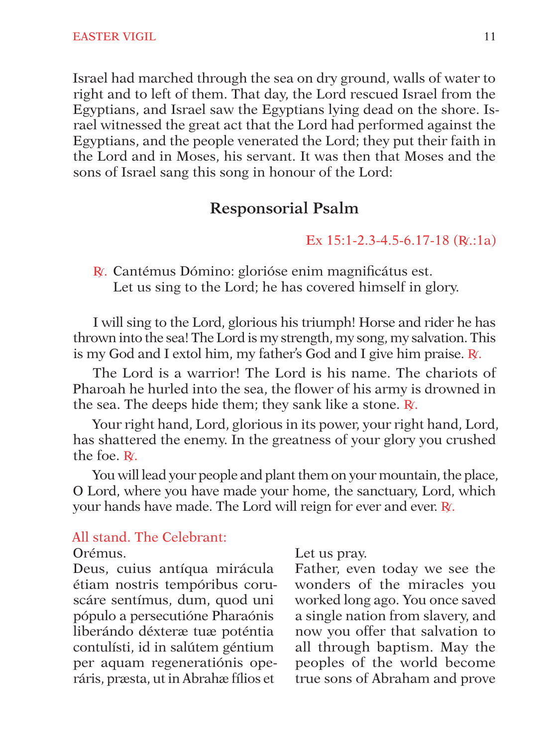Israel had marched through the sea on dry ground, walls of water to right and to left of them. That day, the Lord rescued Israel from the Egyptians, and Israel saw the Egyptians lying dead on the shore. Israel witnessed the great act that the Lord had performed against the Egyptians, and the people venerated the Lord; they put their faith in the Lord and in Moses, his servant. It was then that Moses and the sons of Israel sang this song in honour of the Lord:

## Responsorial Psalm

Ex 15:1-2.3-4.5-6.17-18 (℟.:1a)

℟. Cantémus Dómino: gloriόse enim magnificátus est.
Let us sing to the Lord; he has covered himself in glory.

I will sing to the Lord, glorious his triumph! Horse and rider he has thrown into the sea! The Lord is my strength, my song, my salvation. This is my God and I extol him, my father's God and I give him praise. ℟.

The Lord is a warrior! The Lord is his name. The chariots of Pharoah he hurled into the sea, the flower of his army is drowned in the sea. The deeps hide them; they sank like a stone. ℟.

Your right hand, Lord, glorious in its power, your right hand, Lord, has shattered the enemy. In the greatness of your glory you crushed the foe. ℟.

You will lead your people and plant them on your mountain, the place, O Lord, where you have made your home, the sanctuary, Lord, which your hands have made. The Lord will reign for ever and ever. ℟.

All stand. The Celebrant:

Orémus.
Deus, cuius antíqua mirácula étiam nostris tempóribus coruscáre sentímus, dum, quod uni pópulo a persecutióne Pharaónis liberándo déxteræ tuæ poténtia contulísti, id in salútem géntium per aquam regeneratiónis operáris, præsta, ut in Abrahæ fílios et

Let us pray.
Father, even today we see the wonders of the miracles you worked long ago. You once saved a single nation from slavery, and now you offer that salvation to all through baptism. May the peoples of the world become true sons of Abraham and prove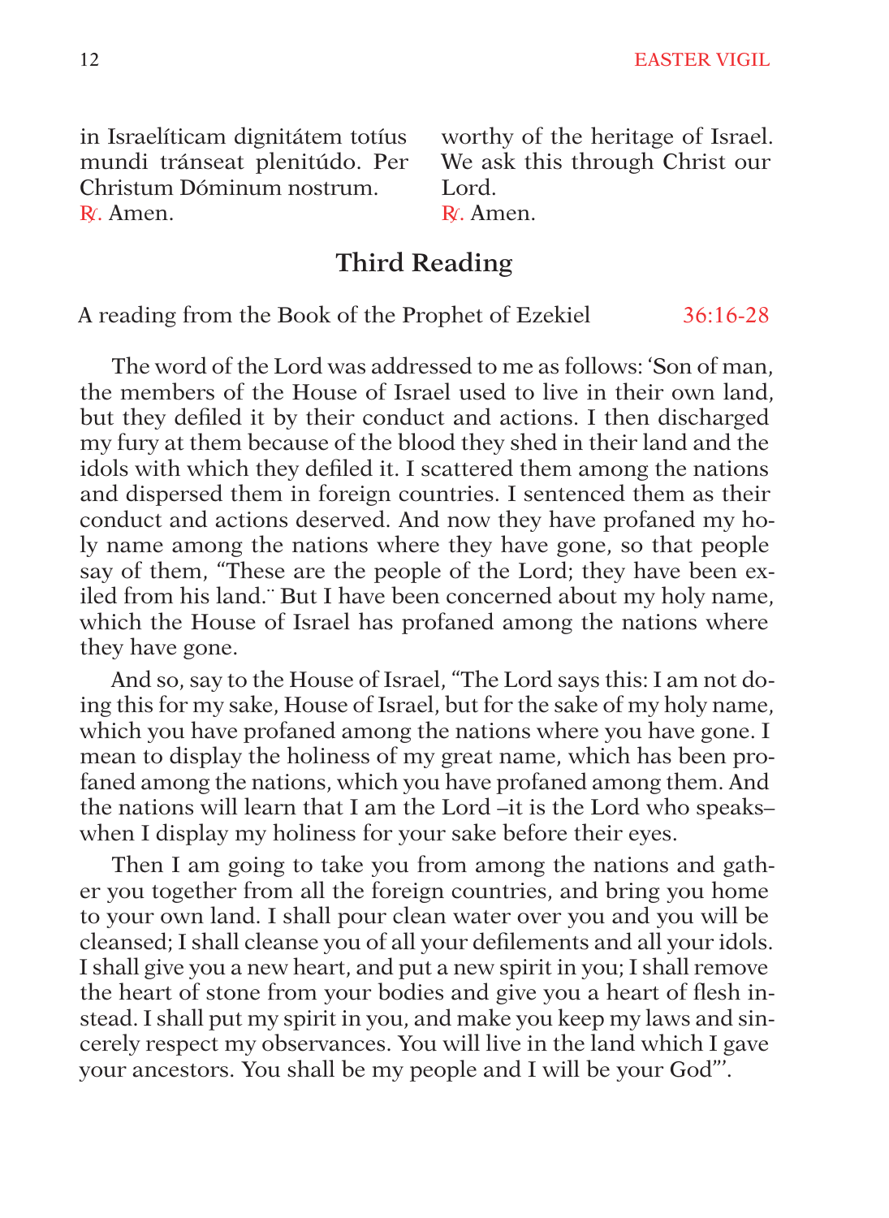in Israelíticam dignitátem totíus mundi tránseat plenitúdo. Per Christum Dóminum nostrum.
℟. Amen.

worthy of the heritage of Israel. We ask this through Christ our Lord.
℟. Amen.

## Third Reading

A reading from the Book of the Prophet of Ezekiel 36:16-28

The word of the Lord was addressed to me as follows: ‘Son of man, the members of the House of Israel used to live in their own land, but they defiled it by their conduct and actions. I then discharged my fury at them because of the blood they shed in their land and the idols with which they defiled it. I scattered them among the nations and dispersed them in foreign countries. I sentenced them as their conduct and actions deserved. And now they have profaned my holy name among the nations where they have gone, so that people say of them, “These are the people of the Lord; they have been exiled from his land.¨ But I have been concerned about my holy name, which the House of Israel has profaned among the nations where they have gone.

And so, say to the House of Israel, “The Lord says this: I am not doing this for my sake, House of Israel, but for the sake of my holy name, which you have profaned among the nations where you have gone. I mean to display the holiness of my great name, which has been profaned among the nations, which you have profaned among them. And the nations will learn that I am the Lord –it is the Lord who speaks– when I display my holiness for your sake before their eyes.

Then I am going to take you from among the nations and gather you together from all the foreign countries, and bring you home to your own land. I shall pour clean water over you and you will be cleansed; I shall cleanse you of all your defilements and all your idols. I shall give you a new heart, and put a new spirit in you; I shall remove the heart of stone from your bodies and give you a heart of flesh instead. I shall put my spirit in you, and make you keep my laws and sincerely respect my observances. You will live in the land which I gave your ancestors. You shall be my people and I will be your God”’.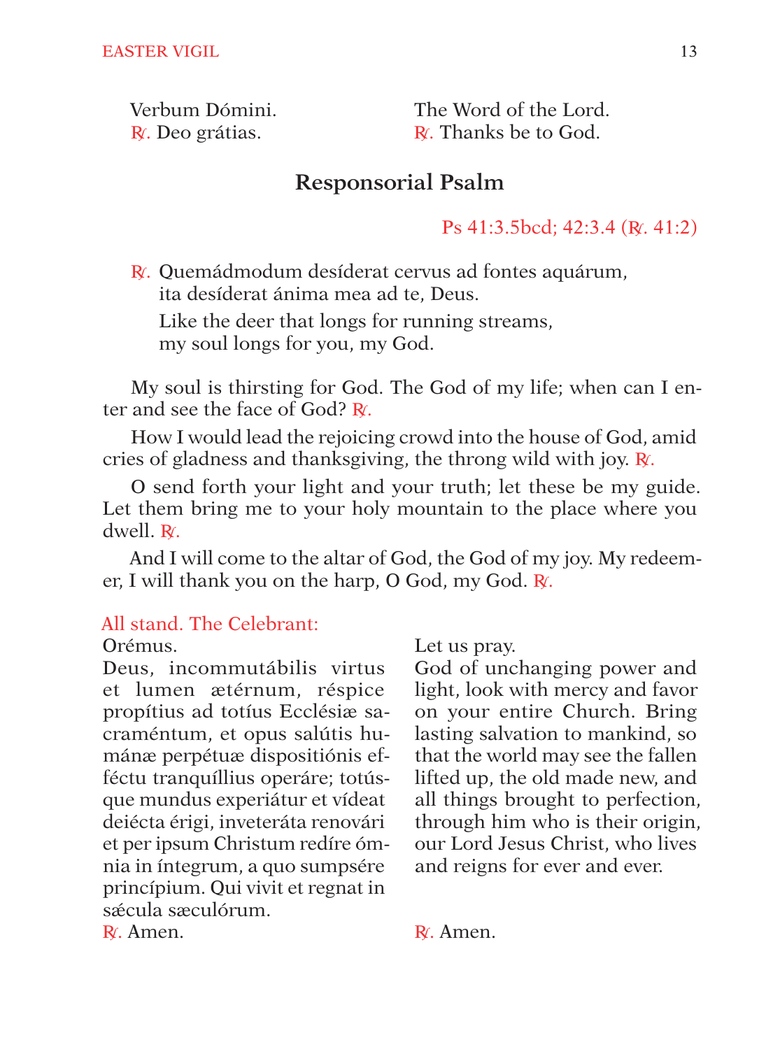Verbum Dómini.
℟. Deo grátias.

The Word of the Lord.
℟. Thanks be to God.

## Responsorial Psalm

Ps 41:3.5bcd; 42:3.4 (℟. 41:2)

℟. Quemádmodum desíderat cervus ad fontes aquárum,
ita desíderat ánima mea ad te, Deus.
Like the deer that longs for running streams,
my soul longs for you, my God.

My soul is thirsting for God. The God of my life; when can I enter and see the face of God? ℟.

How I would lead the rejoicing crowd into the house of God, amid cries of gladness and thanksgiving, the throng wild with joy. ℟.

O send forth your light and your truth; let these be my guide. Let them bring me to your holy mountain to the place where you dwell. ℟.

And I will come to the altar of God, the God of my joy. My redeemer, I will thank you on the harp, O God, my God. ℟.

All stand. The Celebrant:

Orémus.
Deus, incommutábilis virtus et lumen ætérnum, réspice propítius ad totíus Ecclésiæ sacraméntum, et opus salútis humánæ perpétuæ dispositiónis effécto tranquíllius operáre; totúsque mundus experiátur et vídeat deiécta érigi, inveteráta renovári et per ipsum Christum redíre ómnia in íntegrum, a quo sumpsére princípium. Qui vivit et regnat in sǽcula sæculórum.
℟. Amen.

Let us pray.
God of unchanging power and light, look with mercy and favor on your entire Church. Bring lasting salvation to mankind, so that the world may see the fallen lifted up, the old made new, and all things brought to perfection, through him who is their origin, our Lord Jesus Christ, who lives and reigns for ever and ever.
℟. Amen.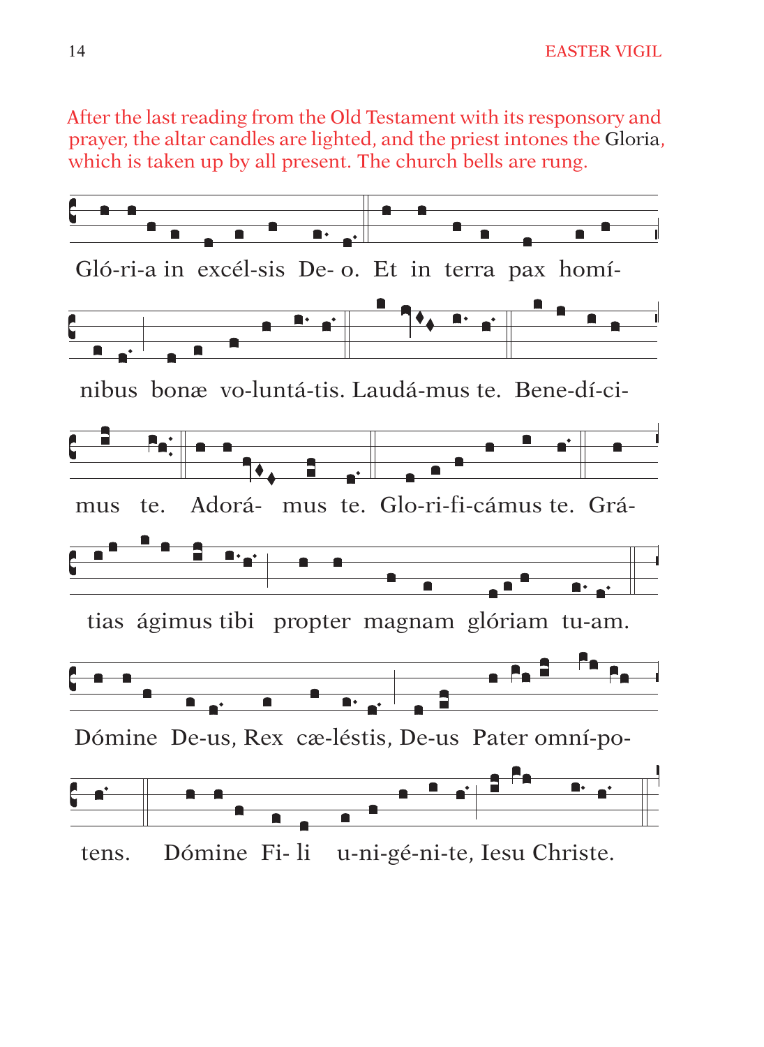After the last reading from the Old Testament with its responsory and prayer, the altar candles are lighted, and the priest intones the Gloria, which is taken up by all present. The church bells are rung.

Gló-ri-a in excél-sis De- o. Et in terra pax homí-

nibus bonæ vo-luntá-tis. Laudá-mus te. Bene-dí-ci-

mus te. Adorá- mus te. Glo-ri-fi-cámus te. Grá-

tias ágimus tibi propter magnam glóriam tu-am.

Dómine De-us, Rex cæ-léstis, De-us Pater omní-po-

tens. Dómine Fi- li u-ni-gé-ni-te, Iesu Christe.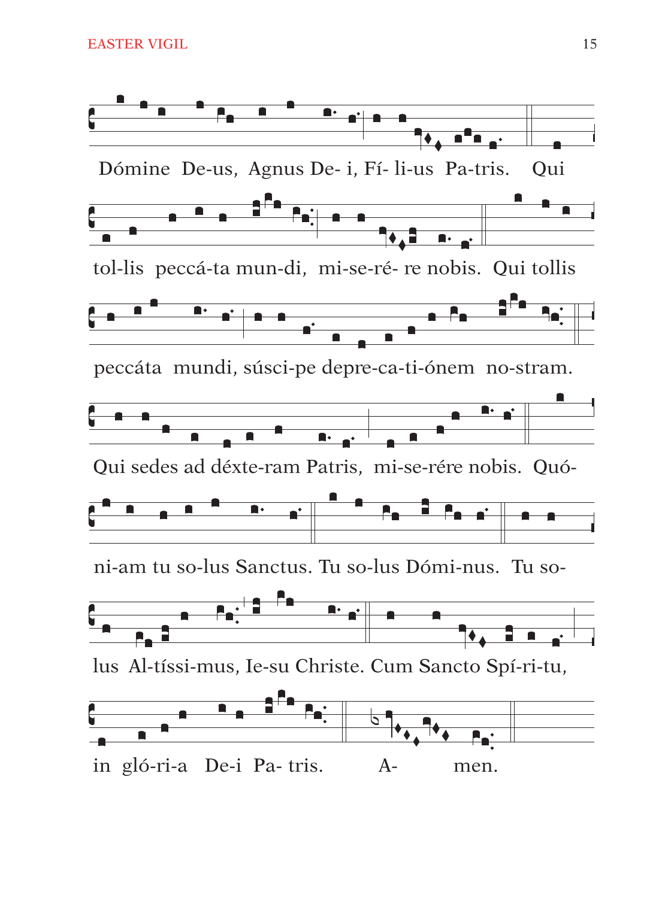Dómine De-us, Agnus De- i, Fí- li-us Pa-tris. Qui

tol-lis peccá-ta mun-di, mi-se-ré- re nobis. Qui tollis

peccáta mundi, súsci-pe depre-ca-ti-ónem no-stram.

Qui sedes ad déxte-ram Patris, mi-se-rére nobis. Quó-

ni-am tu so-lus Sanctus. Tu so-lus Dómi-nus. Tu so-

lus Al-tíssi-mus, Ie-su Christe. Cum Sancto Spí-ri-tu,

in gló-ri-a De-i Pa- tris. A- men.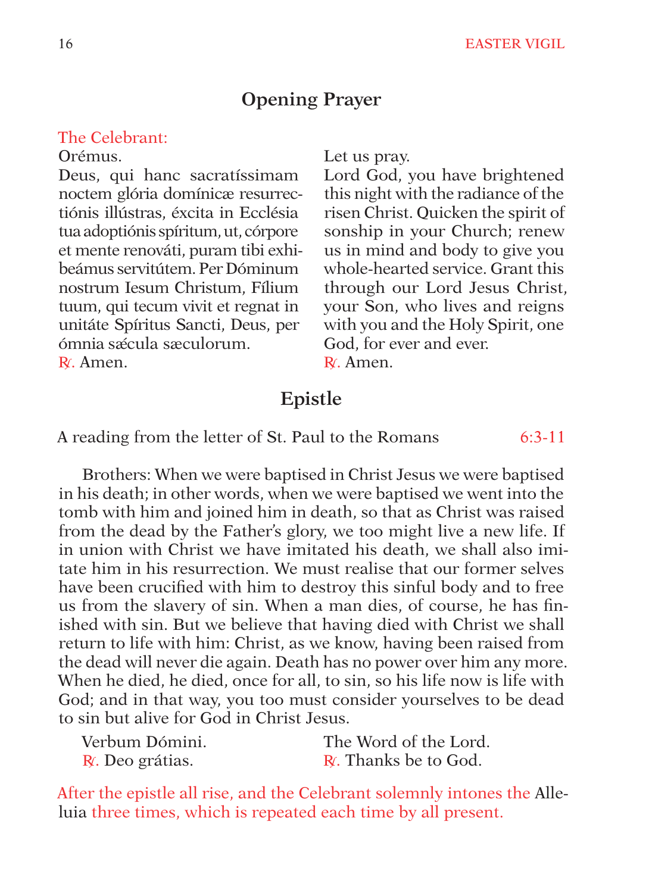## Opening Prayer

The Celebrant:

Orémus.

Deus, qui hanc sacratíssimam noctem glória domínicæ resurrectiónis illústras, éxcita in Ecclésia tua adoptiónis spíritum, ut, córpore et mente renováti, puram tibi exhibeámus servitútem. Per Dóminum nostrum Iesum Christum, Fílium tuum, qui tecum vivit et regnat in unitáte Spíritus Sancti, Deus, per ómnia sǽcula sæculorum.

℟. Amen.

Let us pray.

Lord God, you have brightened this night with the radiance of the risen Christ. Quicken the spirit of sonship in your Church; renew us in mind and body to give you whole-hearted service. Grant this through our Lord Jesus Christ, your Son, who lives and reigns with you and the Holy Spirit, one God, for ever and ever.

℟. Amen.

## Epistle

A reading from the letter of St. Paul to the Romans 6:3-11

Brothers: When we were baptised in Christ Jesus we were baptised in his death; in other words, when we were baptised we went into the tomb with him and joined him in death, so that as Christ was raised from the dead by the Father's glory, we too might live a new life. If in union with Christ we have imitated his death, we shall also imitate him in his resurrection. We must realise that our former selves have been crucified with him to destroy this sinful body and to free us from the slavery of sin. When a man dies, of course, he has finished with sin. But we believe that having died with Christ we shall return to life with him: Christ, as we know, having been raised from the dead will never die again. Death has no power over him any more. When he died, he died, once for all, to sin, so his life now is life with God; and in that way, you too must consider yourselves to be dead to sin but alive for God in Christ Jesus.

Verbum Dómini.
℟. Deo grátias.

The Word of the Lord.
℟. Thanks be to God.

After the epistle all rise, and the Celebrant solemnly intones the Alleluia three times, which is repeated each time by all present.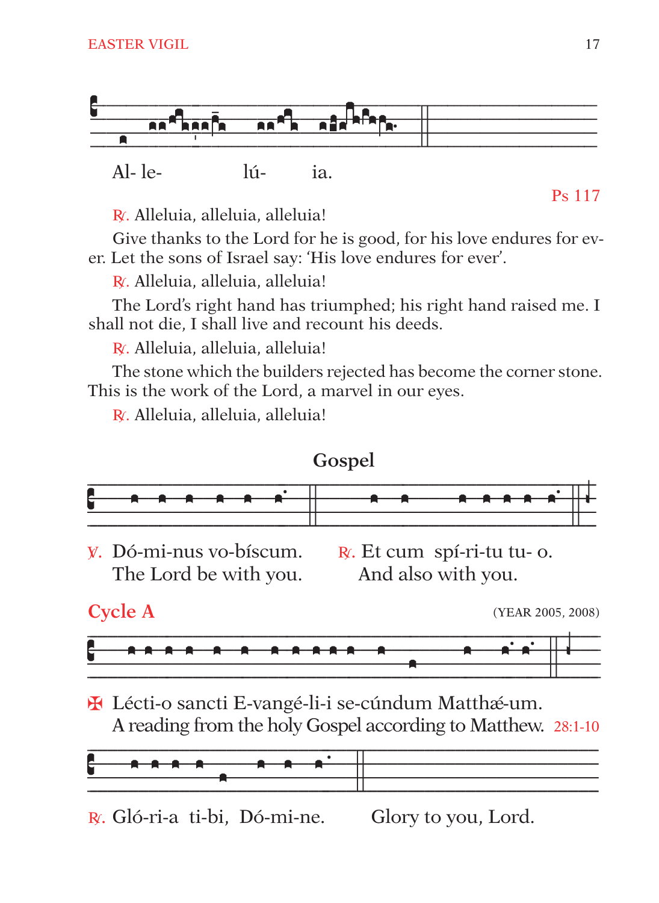Al- le- lú- ia.

Ps 117

℟. Alleluia, alleluia, alleluia!

Give thanks to the Lord for he is good, for his love endures for ever. Let the sons of Israel say: 'His love endures for ever'.

℟. Alleluia, alleluia, alleluia!

The Lord's right hand has triumphed; his right hand raised me. I shall not die, I shall live and recount his deeds.

℟. Alleluia, alleluia, alleluia!

The stone which the builders rejected has become the corner stone. This is the work of the Lord, a marvel in our eyes.

℟. Alleluia, alleluia, alleluia!

## Gospel

℣. Dó-mi-nus vo-bíscum.
The Lord be with you.

℟. Et cum spí-ri-tu tu- o.
And also with you.

## Cycle A

(YEAR 2005, 2008)

✠ Lécti-o sancti E-vangé-li-i se-cúndum Matthǽ-um.
A reading from the holy Gospel according to Matthew. 28:1-10

℟. Gló-ri-a ti-bi, Dó-mi-ne. Glory to you, Lord.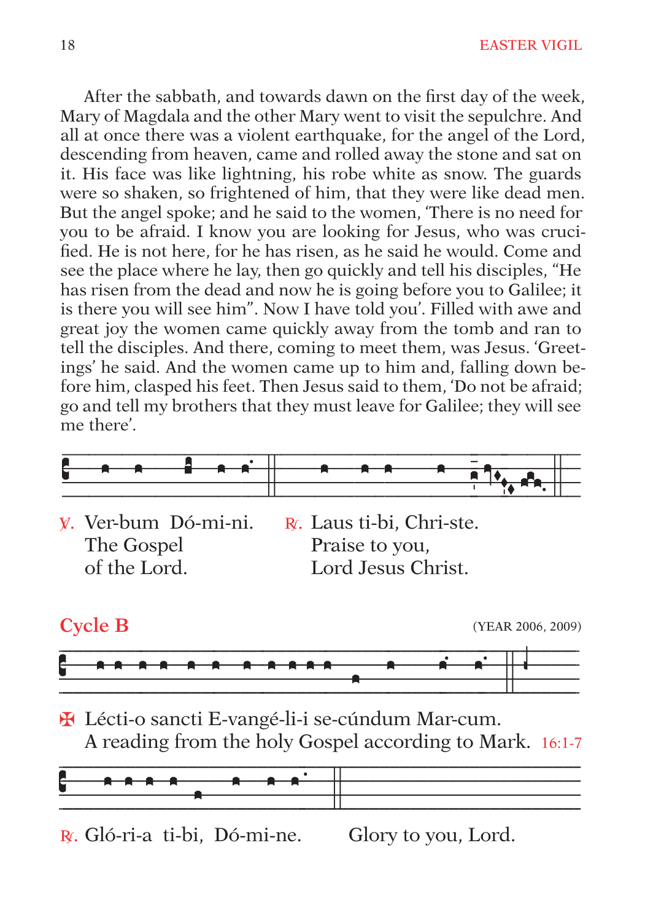After the sabbath, and towards dawn on the first day of the week, Mary of Magdala and the other Mary went to visit the sepulchre. And all at once there was a violent earthquake, for the angel of the Lord, descending from heaven, came and rolled away the stone and sat on it. His face was like lightning, his robe white as snow. The guards were so shaken, so frightened of him, that they were like dead men. But the angel spoke; and he said to the women, 'There is no need for you to be afraid. I know you are looking for Jesus, who was crucified. He is not here, for he has risen, as he said he would. Come and see the place where he lay, then go quickly and tell his disciples, "He has risen from the dead and now he is going before you to Galilee; it is there you will see him". Now I have told you'. Filled with awe and great joy the women came quickly away from the tomb and ran to tell the disciples. And there, coming to meet them, was Jesus. 'Greetings' he said. And the women came up to him and, falling down before him, clasped his feet. Then Jesus said to them, 'Do not be afraid; go and tell my brothers that they must leave for Galilee; they will see me there'.

℣. Ver-bum Dó-mi-ni.
The Gospel
of the Lord.

℟. Laus ti-bi, Chri-ste.
Praise to you,
Lord Jesus Christ.

## Cycle B

(YEAR 2006, 2009)

✠ Lécti-o sancti E-vangé-li-i se-cúndum Mar-cum.
A reading from the holy Gospel according to Mark. 16:1-7

℟. Gló-ri-a ti-bi, Dó-mi-ne. Glory to you, Lord.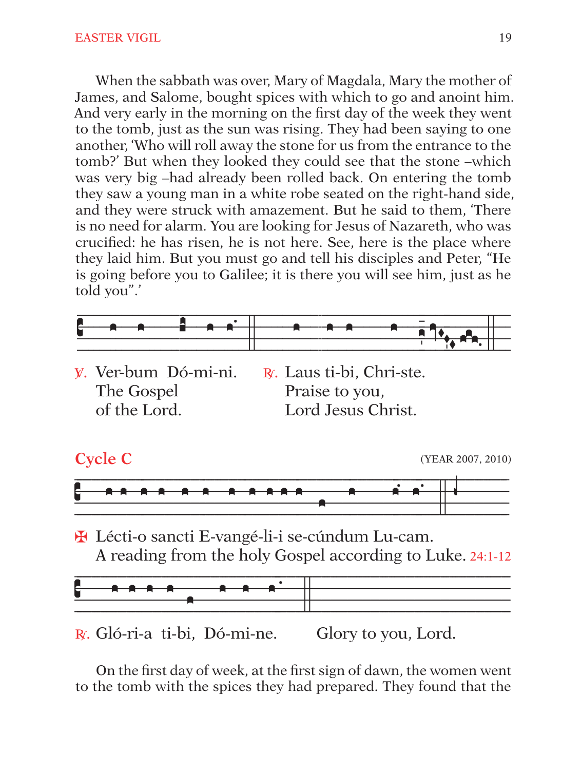When the sabbath was over, Mary of Magdala, Mary the mother of James, and Salome, bought spices with which to go and anoint him. And very early in the morning on the first day of the week they went to the tomb, just as the sun was rising. They had been saying to one another, 'Who will roll away the stone for us from the entrance to the tomb?' But when they looked they could see that the stone –which was very big –had already been rolled back. On entering the tomb they saw a young man in a white robe seated on the right-hand side, and they were struck with amazement. But he said to them, 'There is no need for alarm. You are looking for Jesus of Nazareth, who was crucified: he has risen, he is not here. See, here is the place where they laid him. But you must go and tell his disciples and Peter, "He is going before you to Galilee; it is there you will see him, just as he told you".'

℣. Ver-bum Dó-mi-ni.
The Gospel
of the Lord.

℟. Laus ti-bi, Chri-ste.
Praise to you,
Lord Jesus Christ.

## Cycle C

(YEAR 2007, 2010)

✠ Lécti-o sancti E-vangé-li-i se-cúndum Lu-cam.
A reading from the holy Gospel according to Luke. 24:1-12

℟. Gló-ri-a ti-bi, Dó-mi-ne. Glory to you, Lord.

On the first day of week, at the first sign of dawn, the women went to the tomb with the spices they had prepared. They found that the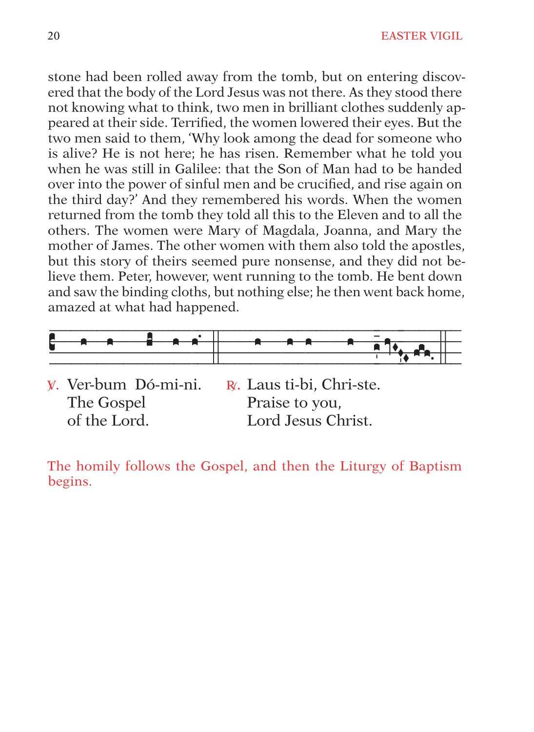stone had been rolled away from the tomb, but on entering discovered that the body of the Lord Jesus was not there. As they stood there not knowing what to think, two men in brilliant clothes suddenly appeared at their side. Terrified, the women lowered their eyes. But the two men said to them, 'Why look among the dead for someone who is alive? He is not here; he has risen. Remember what he told you when he was still in Galilee: that the Son of Man had to be handed over into the power of sinful men and be crucified, and rise again on the third day?' And they remembered his words. When the women returned from the tomb they told all this to the Eleven and to all the others. The women were Mary of Magdala, Joanna, and Mary the mother of James. The other women with them also told the apostles, but this story of theirs seemed pure nonsense, and they did not believe them. Peter, however, went running to the tomb. He bent down and saw the binding cloths, but nothing else; he then went back home, amazed at what had happened.

℣. Ver-bum Dó-mi-ni.
The Gospel
of the Lord.

℟. Laus ti-bi, Chri-ste.
Praise to you,
Lord Jesus Christ.

The homily follows the Gospel, and then the Liturgy of Baptism begins.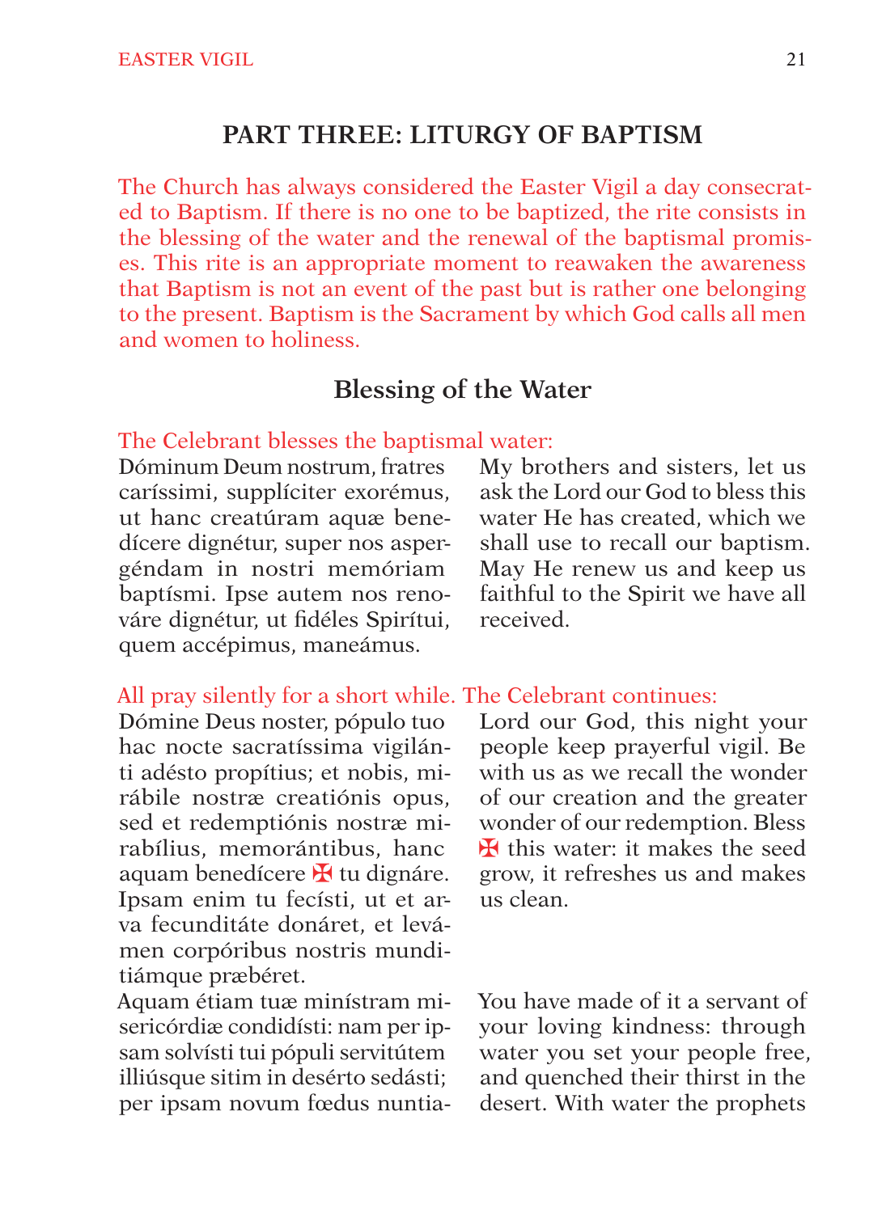## PART THREE: LITURGY OF BAPTISM

The Church has always considered the Easter Vigil a day consecrated to Baptism. If there is no one to be baptized, the rite consists in the blessing of the water and the renewal of the baptismal promises. This rite is an appropriate moment to reawaken the awareness that Baptism is not an event of the past but is rather one belonging to the present. Baptism is the Sacrament by which God calls all men and women to holiness.

### Blessing of the Water

The Celebrant blesses the baptismal water:

Dóminum Deum nostrum, fratres caríssimi, supplíciter exorémus, ut hanc creatúram aquæ benedícere dignétur, super nos aspergéndam in nostri memóriam baptísmi. Ipse autem nos renováre dignétur, ut fidéles Spirítui, quem accépimus, maneámus.

My brothers and sisters, let us ask the Lord our God to bless this water He has created, which we shall use to recall our baptism. May He renew us and keep us faithful to the Spirit we have all received.

All pray silently for a short while. The Celebrant continues:

Dómine Deus noster, pópulo tuo hac nocte sacratíssima vigilánti adésto propítius; et nobis, mirábile nostræ creatiónis opus, sed et redemptiónis nostræ mirabílius, memorántibus, hanc aquam benedícere ✠ tu dignáre. Ipsam enim tu fecísti, ut et arva fecunditáte donáret, et levámen corpóribus nostris munditiámque præbéret.

Lord our God, this night your people keep prayerful vigil. Be with us as we recall the wonder of our creation and the greater wonder of our redemption. Bless ✠ this water: it makes the seed grow, it refreshes us and makes us clean.

Aquam étiam tuæ minístram misericórdiæ condidísti: nam per ipsam solvísti tui pópuli servitútem illiúsque sitim in desérto sedásti; per ipsam novum fœdus nuntia-

You have made of it a servant of your loving kindness: through water you set your people free, and quenched their thirst in the desert. With water the prophets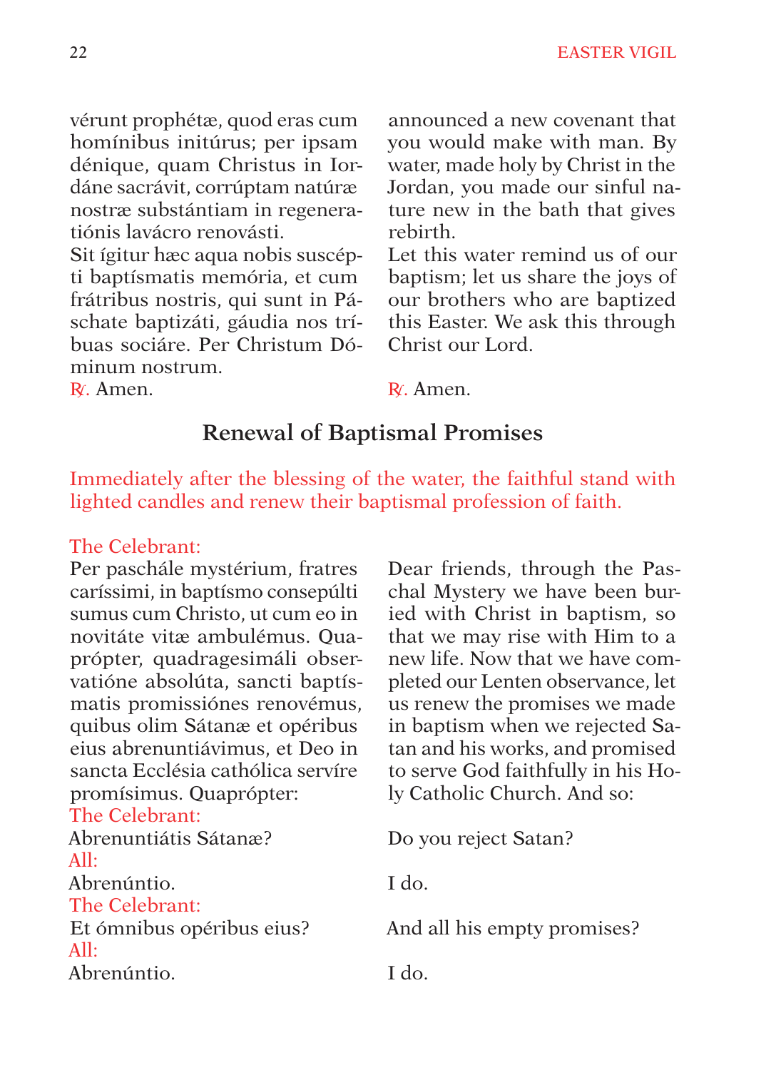vérunt prophétæ, quod eras cum homínibus initúrus; per ipsam dénique, quam Christus in Iordáne sacrávit, corrúptam natúræ nostræ substántiam in regeneratiónis lavácro renovásti.
Sit ígitur hæc aqua nobis suscépti baptísmatis memória, et cum frátribus nostris, qui sunt in Páschate baptizáti, gáudia nos tríbuas sociáre. Per Christum Dóminum nostrum.
℟. Amen.

announced a new covenant that you would make with man. By water, made holy by Christ in the Jordan, you made our sinful nature new in the bath that gives rebirth.
Let this water remind us of our baptism; let us share the joys of our brothers who are baptized this Easter. We ask this through Christ our Lord.

℟. Amen.

## Renewal of Baptismal Promises

Immediately after the blessing of the water, the faithful stand with lighted candles and renew their baptismal profession of faith.

The Celebrant:

Per paschále mystérium, fratres caríssimi, in baptísmo consepúlti sumus cum Christo, ut cum eo in novitáte vitæ ambulémus. Quaprópter, quadragesimáli observatióne absolúta, sancti baptísmatis promissiónes renovémus, quibus olim Sátanæ et opéribus eius abrenuntiávimus, et Deo in sancta Ecclésia cathólica servíre promísimus. Quaprópter:

Dear friends, through the Paschal Mystery we have been buried with Christ in baptism, so that we may rise with Him to a new life. Now that we have completed our Lenten observance, let us renew the promises we made in baptism when we rejected Satan and his works, and promised to serve God faithfully in his Holy Catholic Church. And so:

The Celebrant:

Abrenuntiátis Sátanæ? — Do you reject Satan?

All:

Abrenúntio. — I do.

The Celebrant:

Et ómnibus opéribus eius? — And all his empty promises?

All:

Abrenúntio. — I do.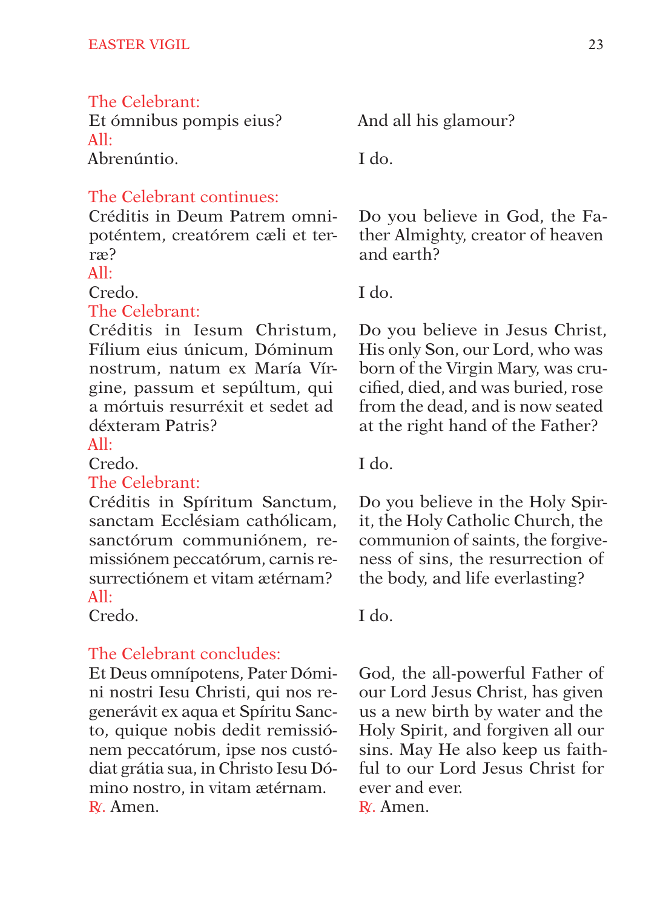The Celebrant:

Et ómnibus pompis eius?

And all his glamour?

All:

Abrenúntio.

I do.

The Celebrant continues:

Créditis in Deum Patrem omnipoténtem, creatórem cæli et terræ?

Do you believe in God, the Father Almighty, creator of heaven and earth?

All:

Credo.

I do.

The Celebrant:

Créditis in Iesum Christum, Fílium eius únicum, Dóminum nostrum, natum ex María Vírgine, passum et sepúltum, qui a mórtuis resurréxit et sedet ad déxteram Patris?

Do you believe in Jesus Christ, His only Son, our Lord, who was born of the Virgin Mary, was crucified, died, and was buried, rose from the dead, and is now seated at the right hand of the Father?

All:

Credo.

I do.

The Celebrant:

Créditis in Spíritum Sanctum, sanctam Ecclésiam cathólicam, sanctórum communiónem, remissiónem peccatórum, carnis resurrectiónem et vitam ætérnam?

Do you believe in the Holy Spirit, the Holy Catholic Church, the communion of saints, the forgiveness of sins, the resurrection of the body, and life everlasting?

All:

Credo.

I do.

The Celebrant concludes:

Et Deus omnípotens, Pater Dómini nostri Iesu Christi, qui nos regenerávit ex aqua et Spíritu Sancto, quique nobis dedit remissiónem peccatórum, ipse nos custódiat grátia sua, in Christo Iesu Dómino nostro, in vitam ætérnam.

℟. Amen.

God, the all-powerful Father of our Lord Jesus Christ, has given us a new birth by water and the Holy Spirit, and forgiven all our sins. May He also keep us faithful to our Lord Jesus Christ for ever and ever.

℟. Amen.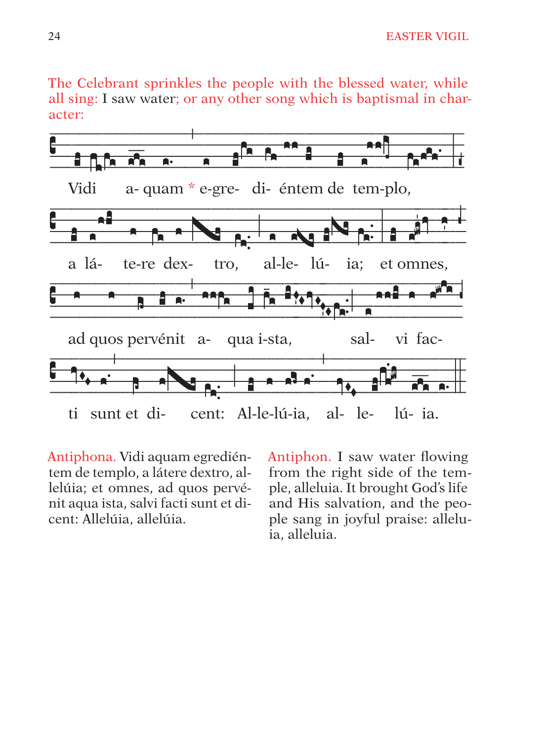The Celebrant sprinkles the people with the blessed water, while all sing: I saw water; or any other song which is baptismal in character:

Vidi a- quam * e-gre- di- éntem de tem-plo,

a lá- te-re dex- tro, al-le- lú- ia; et omnes,

ad quos pervénit a- qua i-sta, sal- vi fac-

ti sunt et di- cent: Al-le-lú-ia, al- le- lú- ia.

Antiphona. Vidi aquam egrediéntem de templo, a látere dextro, allelúia; et omnes, ad quos pervénit aqua ista, salvi facti sunt et dicent: Allelúia, allelúia.

Antiphon. I saw water flowing from the right side of the temple, alleluia. It brought God's life and His salvation, and the people sang in joyful praise: alleluia, alleluia.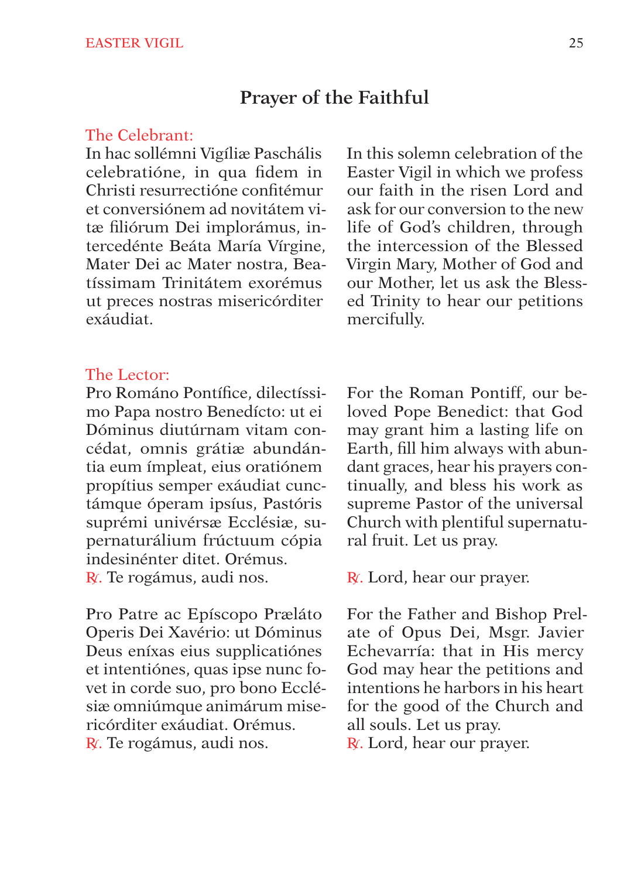## Prayer of the Faithful

The Celebrant:

In hac sollémni Vigíliæ Paschális celebratióne, in qua fidem in Christi resurrectióne confitémur et conversiónem ad novitátem vitæ filiórum Dei implorámus, intercedénte Beáta María Vírgine, Mater Dei ac Mater nostra, Beatíssimam Trinitátem exorémus ut preces nostras misericórditer exáudiat.

In this solemn celebration of the Easter Vigil in which we profess our faith in the risen Lord and ask for our conversion to the new life of God's children, through the intercession of the Blessed Virgin Mary, Mother of God and our Mother, let us ask the Blessed Trinity to hear our petitions mercifully.

The Lector:

Pro Románo Pontífice, dilectíssimo Papa nostro Benedícto: ut ei Dóminus diutúrnam vitam concédat, omnis grátiæ abundántia eum ímpleat, eius oratiónem propítius semper exáudiat cunctámque óperam ipsíus, Pastóris suprémi univérsæ Ecclésiæ, supernaturálium frúctuum cópia indesinénter ditet. Orémus.
℟. Te rogámus, audi nos.

For the Roman Pontiff, our beloved Pope Benedict: that God may grant him a lasting life on Earth, fill him always with abundant graces, hear his prayers continually, and bless his work as supreme Pastor of the universal Church with plentiful supernatural fruit. Let us pray.
℟. Lord, hear our prayer.

Pro Patre ac Epíscopo Præláto Operis Dei Xavério: ut Dóminus Deus eníxas eius supplicatiónes et intentiónes, quas ipse nunc fovet in corde suo, pro bono Ecclésiæ omniúmque animárum misericórditer exáudiat. Orémus.
℟. Te rogámus, audi nos.

For the Father and Bishop Prelate of Opus Dei, Msgr. Javier Echevarría: that in His mercy God may hear the petitions and intentions he harbors in his heart for the good of the Church and all souls. Let us pray.
℟. Lord, hear our prayer.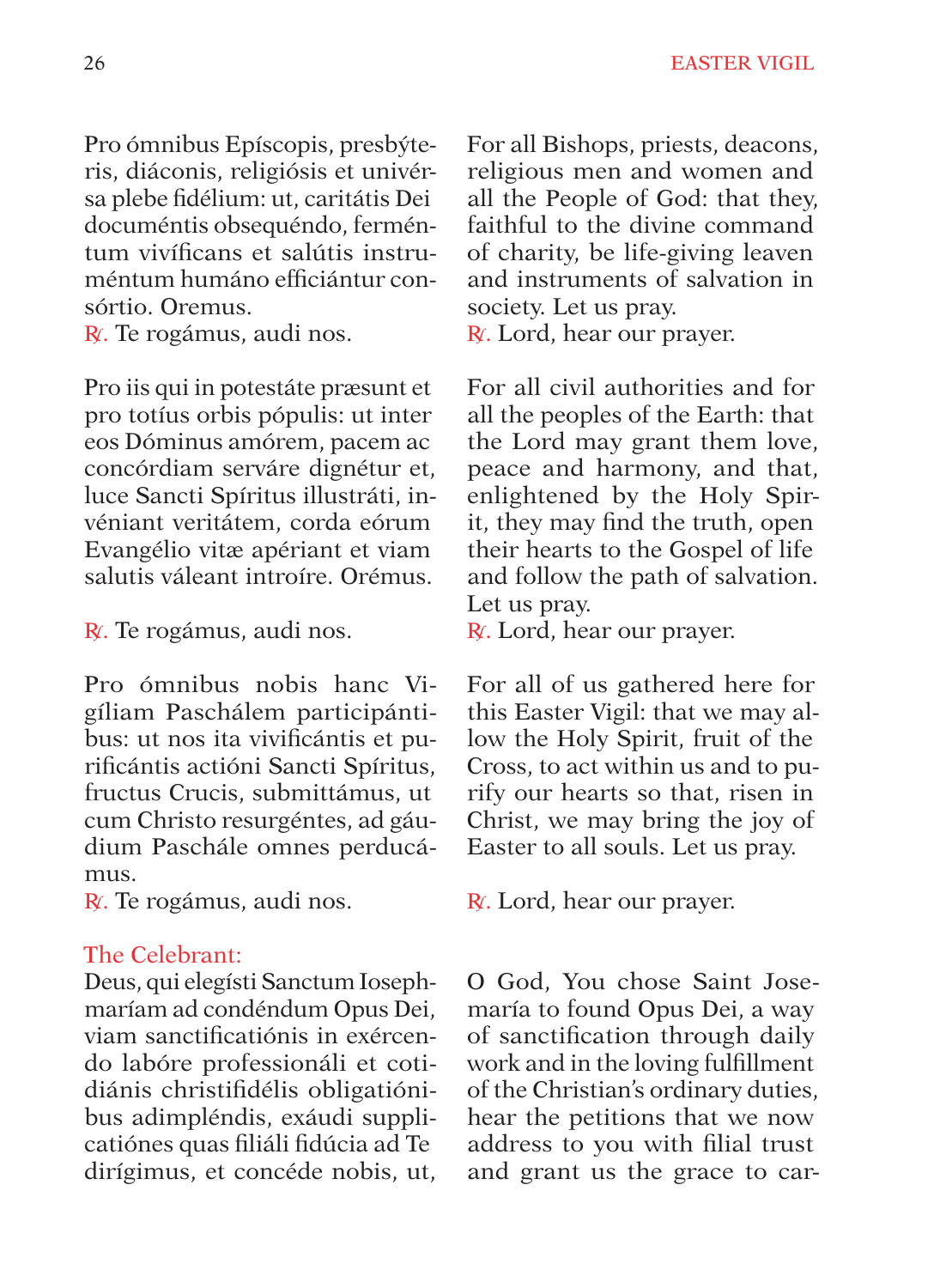Pro ómnibus Epíscopis, presbýteris, diáconis, religiósis et univérsa plebe fidélium: ut, caritátis Dei documéntis obsequéndo, ferméntum vivíficans et salútis instruméntum humáno efficiántur consórtio. Oremus.
℟. Te rogámus, audi nos.

For all Bishops, priests, deacons, religious men and women and all the People of God: that they, faithful to the divine command of charity, be life-giving leaven and instruments of salvation in society. Let us pray.
℟. Lord, hear our prayer.

Pro iis qui in potestáte præsunt et pro totíus orbis pópulis: ut inter eos Dóminus amórem, pacem ac concórdiam serváre dignétur et, luce Sancti Spíritus illustráti, invéniant veritátem, corda eórum Evangélio vitæ apériant et viam salutis váleant introíre. Orémus.

℟. Te rogámus, audi nos.

For all civil authorities and for all the peoples of the Earth: that the Lord may grant them love, peace and harmony, and that, enlightened by the Holy Spirit, they may find the truth, open their hearts to the Gospel of life and follow the path of salvation. Let us pray.
℟. Lord, hear our prayer.

Pro ómnibus nobis hanc Vigíliam Paschálem participántibus: ut nos ita vivificántis et purificántis actióni Sancti Spíritus, fructus Crucis, submittámus, ut cum Christo resurgéntes, ad gáudium Paschále omnes perducámus.
℟. Te rogámus, audi nos.

For all of us gathered here for this Easter Vigil: that we may allow the Holy Spirit, fruit of the Cross, to act within us and to purify our hearts so that, risen in Christ, we may bring the joy of Easter to all souls. Let us pray.

℟. Lord, hear our prayer.

The Celebrant:
Deus, qui elegísti Sanctum Iosephmaríam ad condéndum Opus Dei, viam sanctificatiónis in exércendo labóre professionáli et cotidiánis christifidélis obligatiónibus adimpléndis, exáudi supplicatiónes quas filiáli fidúcia ad Te dirígimus, et concéde nobis, ut,

O God, You chose Saint Josemaría to found Opus Dei, a way of sanctification through daily work and in the loving fulfillment of the Christian's ordinary duties, hear the petitions that we now address to you with filial trust and grant us the grace to car-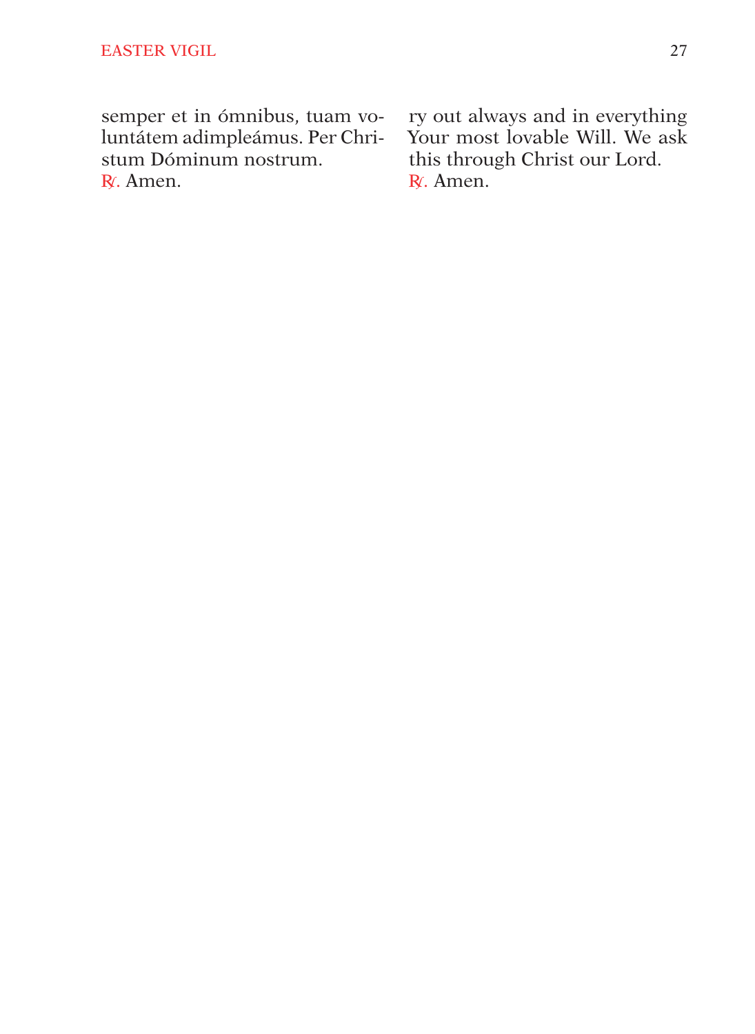semper et in ómnibus, tuam voluntátem adimpleámus. Per Christum Dóminum nostrum.
℟. Amen.

ry out always and in everything Your most lovable Will. We ask this through Christ our Lord.
℟. Amen.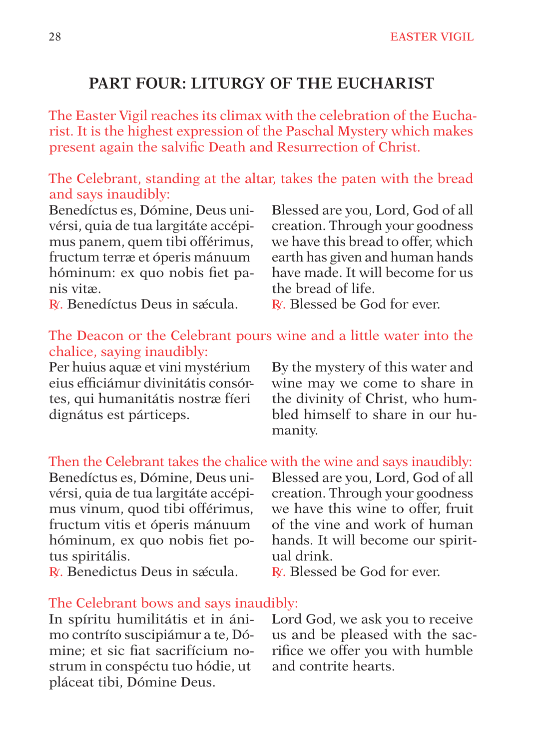## PART FOUR: LITURGY OF THE EUCHARIST

*The Easter Vigil reaches its climax with the celebration of the Eucharist. It is the highest expression of the Paschal Mystery which makes present again the salvific Death and Resurrection of Christ.*

*The Celebrant, standing at the altar, takes the paten with the bread and says inaudibly:*

Benedíctus es, Dómine, Deus univérsi, quia de tua largitáte accépimus panem, quem tibi offérimus, fructum terræ et óperis mánuum hóminum: ex quo nobis fiet panis vitæ.

℟. Benedíctus Deus in sǽcula.

Blessed are you, Lord, God of all creation. Through your goodness we have this bread to offer, which earth has given and human hands have made. It will become for us the bread of life.

℟. Blessed be God for ever.

*The Deacon or the Celebrant pours wine and a little water into the chalice, saying inaudibly:*

Per huius aquæ et vini mystérium eius efficiámur divinitátis consórtes, qui humanitátis nostræ fíeri dignátus est párticeps.

By the mystery of this water and wine may we come to share in the divinity of Christ, who humbled himself to share in our humanity.

*Then the Celebrant takes the chalice with the wine and says inaudibly:*

Benedíctus es, Dómine, Deus univérsi, quia de tua largitáte accépimus vinum, quod tibi offérimus, fructum vitis et óperis mánuum hóminum, ex quo nobis fiet potus spiritális.

℟. Benedictus Deus in sǽcula.

Blessed are you, Lord, God of all creation. Through your goodness we have this wine to offer, fruit of the vine and work of human hands. It will become our spiritual drink.

℟. Blessed be God for ever.

*The Celebrant bows and says inaudibly:*

In spíritu humilitátis et in ánimo contríto suscipiámur a te, Dómine; et sic fiat sacrifícium nostrum in conspéctu tuo hódie, ut pláceat tibi, Dómine Deus.

Lord God, we ask you to receive us and be pleased with the sacrifice we offer you with humble and contrite hearts.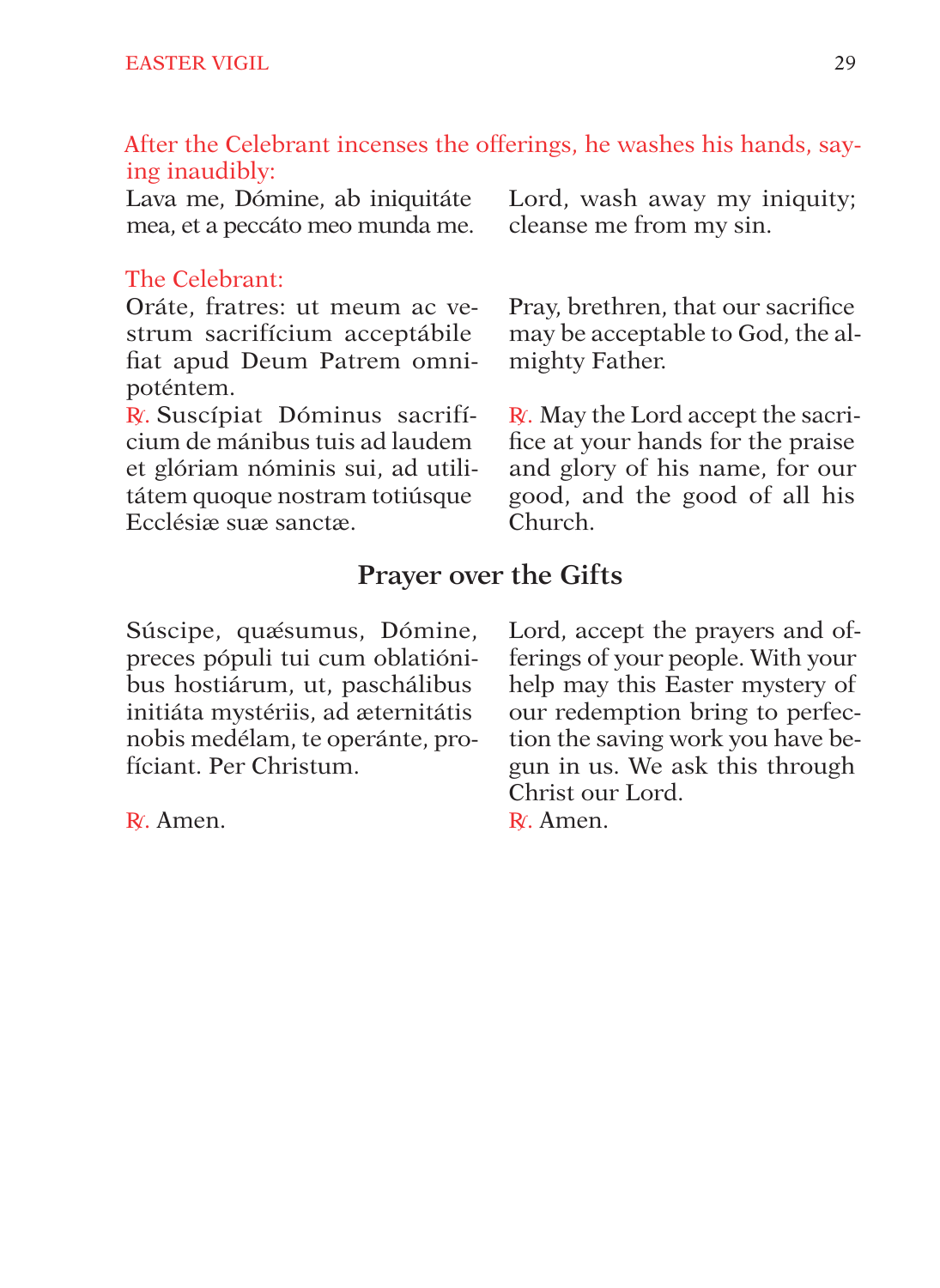After the Celebrant incenses the offerings, he washes his hands, saying inaudibly:

Lava me, Dómine, ab iniquitáte mea, et a peccáto meo munda me.

Lord, wash away my iniquity; cleanse me from my sin.

The Celebrant:

Oráte, fratres: ut meum ac vestrum sacrifícium acceptábile fiat apud Deum Patrem omnipoténtem.

Pray, brethren, that our sacrifice may be acceptable to God, the almighty Father.

℟. Suscípiat Dóminus sacrifícium de mánibus tuis ad laudem et glóriam nóminis sui, ad utilitátem quoque nostram totiúsque Ecclésiæ suæ sanctæ.

℟. May the Lord accept the sacrifice at your hands for the praise and glory of his name, for our good, and the good of all his Church.

## Prayer over the Gifts

Súscipe, quǽsumus, Dómine, preces pópuli tui cum oblatiónibus hostiárum, ut, paschálibus initiáta mystériis, ad æternitátis nobis medélam, te operánte, profíciant. Per Christum.

℟. Amen.

Lord, accept the prayers and offerings of your people. With your help may this Easter mystery of our redemption bring to perfection the saving work you have begun in us. We ask this through Christ our Lord.

℟. Amen.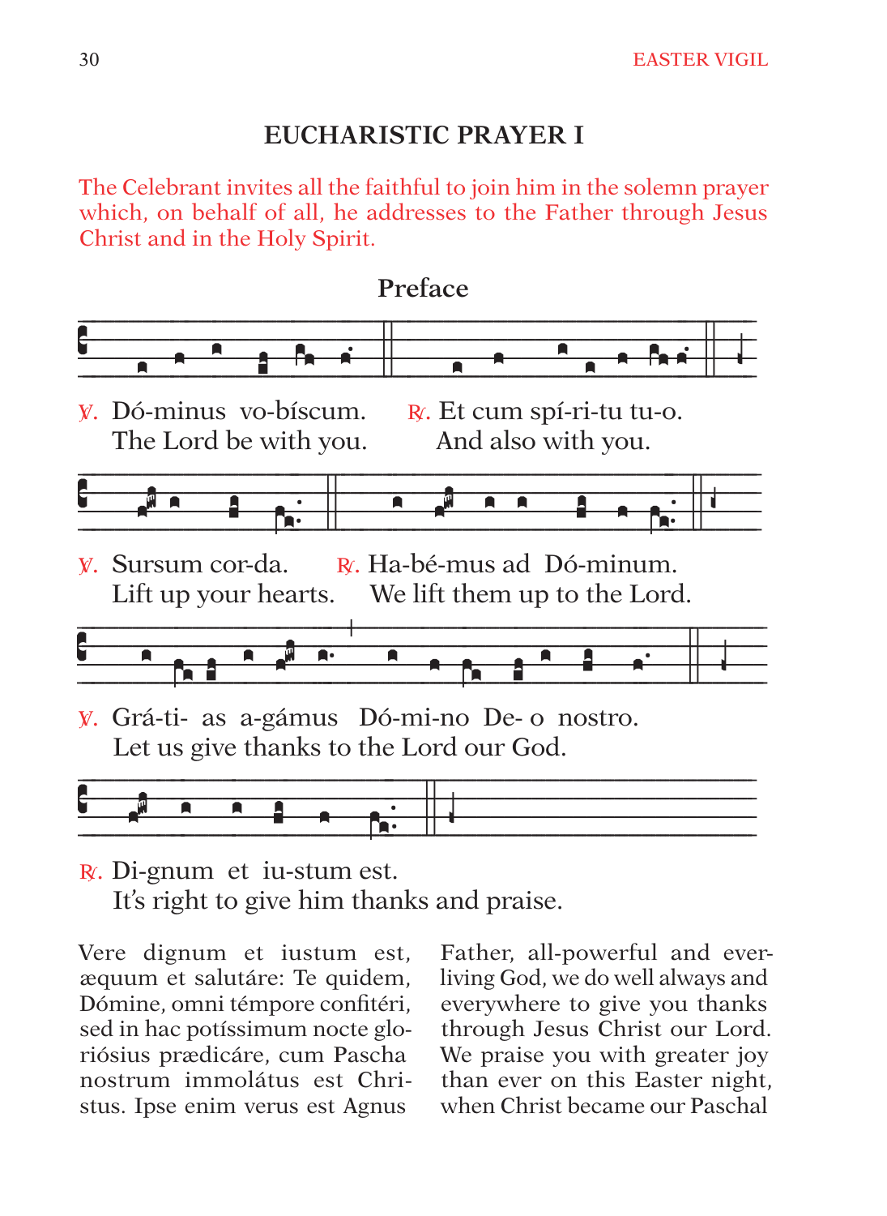## EUCHARISTIC PRAYER I

The Celebrant invites all the faithful to join him in the solemn prayer which, on behalf of all, he addresses to the Father through Jesus Christ and in the Holy Spirit.

### Preface

℣. Dó-minus vo-bíscum.
The Lord be with you.

℟. Et cum spí-ri-tu tu-o.
And also with you.

℣. Sursum cor-da.
Lift up your hearts.

℟. Ha-bé-mus ad Dó-minum.
We lift them up to the Lord.

℣. Grá-ti- as a-gámus Dó-mi-no De- o nostro.
Let us give thanks to the Lord our God.

℟. Di-gnum et iu-stum est.
It's right to give him thanks and praise.

Vere dignum et iustum est, æquum et salutáre: Te quidem, Dómine, omni témpore confitéri, sed in hac potíssimum nocte gloriósius prædicáre, cum Pascha nostrum immolátus est Christus. Ipse enim verus est Agnus

Father, all-powerful and ever-living God, we do well always and everywhere to give you thanks through Jesus Christ our Lord. We praise you with greater joy than ever on this Easter night, when Christ became our Paschal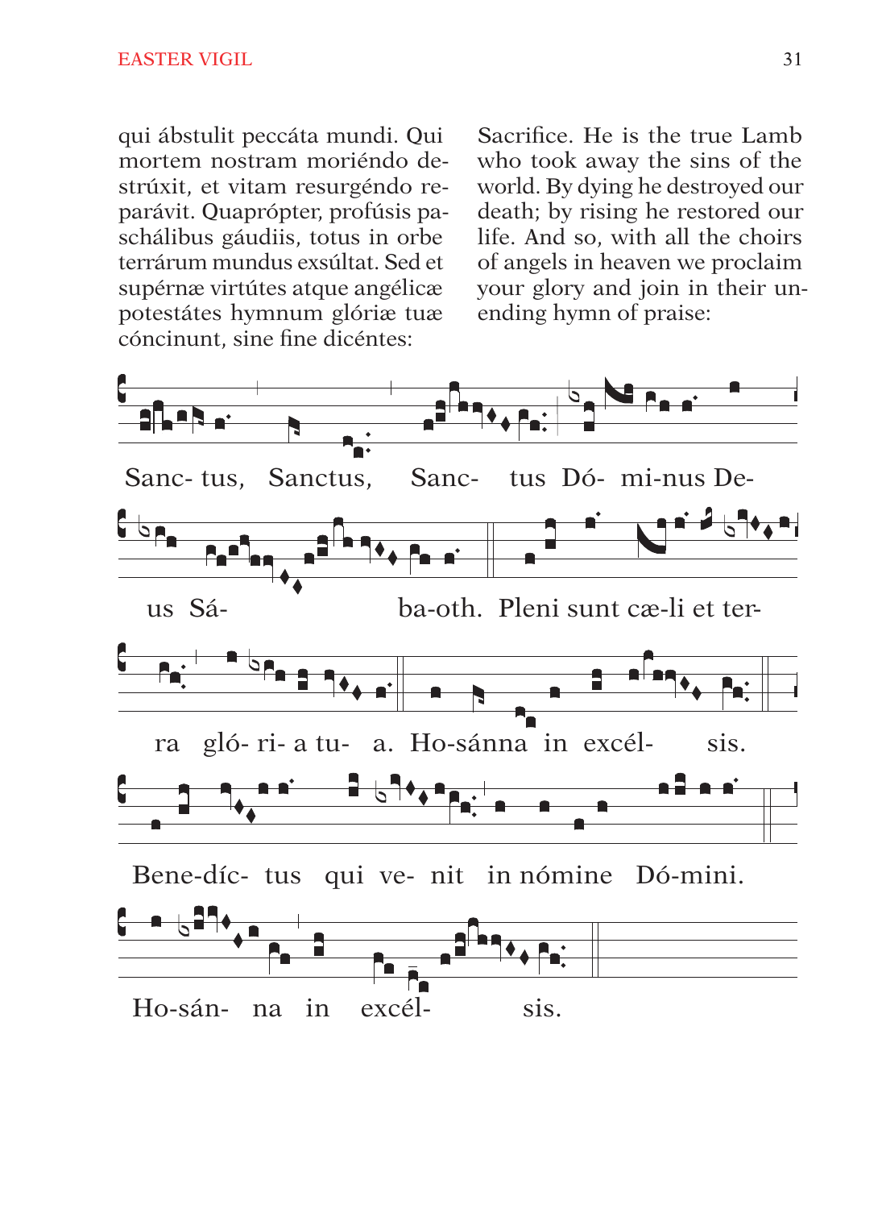qui ábstulit peccáta mundi. Qui mortem nostram moriéndo destrúxit, et vitam resurgéndo reparávit. Quaprópter, profúsis paschálibus gáudiis, totus in orbe terrárum mundus exsúltat. Sed et supérnæ virtútes atque angélicæ potestátes hymnum glóriæ tuæ cóncinunt, sine fine dicéntes:

Sacrifice. He is the true Lamb who took away the sins of the world. By dying he destroyed our death; by rising he restored our life. And so, with all the choirs of angels in heaven we proclaim your glory and join in their unending hymn of praise:

Sanc- tus, Sanctus, Sanc- tus Dó- mi-nus De-

us Sá- ba-oth. Pleni sunt cæ-li et ter-

ra gló- ri- a tu- a. Ho-sánna in excél- sis.

Bene-díc- tus qui ve- nit in nómine Dó-mini.

Ho-sán- na in excél- sis.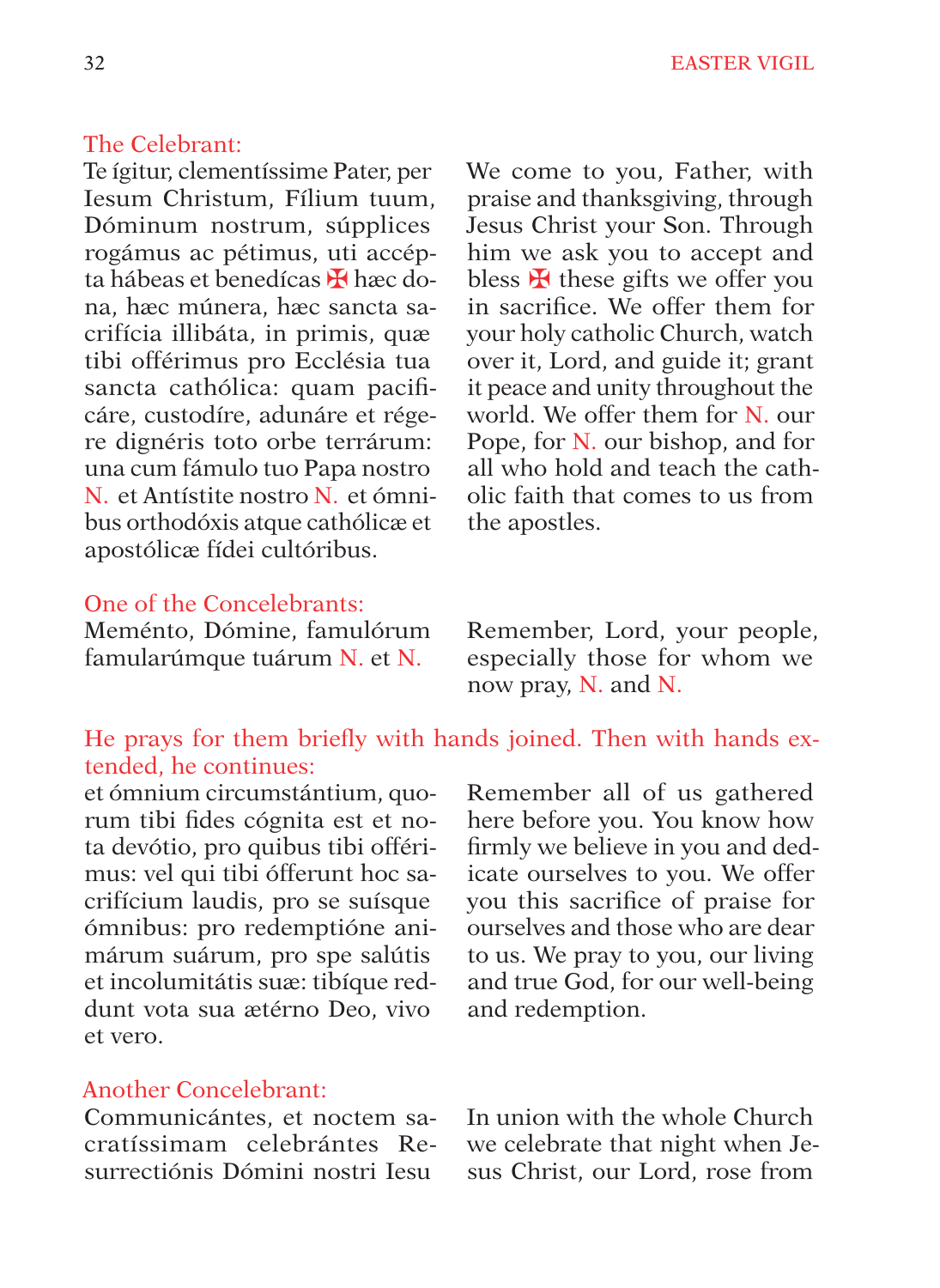The Celebrant:

Te ígitur, clementíssime Pater, per Iesum Christum, Fílium tuum, Dóminum nostrum, súpplices rogámus ac pétimus, uti accépta hábeas et benedícas ✠ hæc dona, hæc múnera, hæc sancta sacrifícia illibáta, in primis, quæ tibi offérimus pro Ecclésia tua sancta cathólica: quam pacificáre, custodíre, adunáre et régere dignéris toto orbe terrárum: una cum fámulo tuo Papa nostro N. et Antístite nostro N. et ómnibus orthodóxis atque cathólicæ et apostólicæ fídei cultóribus.

We come to you, Father, with praise and thanksgiving, through Jesus Christ your Son. Through him we ask you to accept and bless ✠ these gifts we offer you in sacrifice. We offer them for your holy catholic Church, watch over it, Lord, and guide it; grant it peace and unity throughout the world. We offer them for N. our Pope, for N. our bishop, and for all who hold and teach the catholic faith that comes to us from the apostles.

One of the Concelebrants:

Meménto, Dómine, famulórum famularúmque tuárum N. et N.

Remember, Lord, your people, especially those for whom we now pray, N. and N.

He prays for them briefly with hands joined. Then with hands extended, he continues:

et ómnium circumstántium, quorum tibi fides cógnita est et nota devótio, pro quibus tibi offérimus: vel qui tibi ófferunt hoc sacrifícium laudis, pro se suísque ómnibus: pro redemptióne animárum suárum, pro spe salútis et incolumitátis suæ: tibíque reddunt vota sua ætérno Deo, vivo et vero.

Remember all of us gathered here before you. You know how firmly we believe in you and dedicate ourselves to you. We offer you this sacrifice of praise for ourselves and those who are dear to us. We pray to you, our living and true God, for our well-being and redemption.

Another Concelebrant:

Communicántes, et noctem sacratíssimam celebrántes Resurrectiónis Dómini nostri Iesu

In union with the whole Church we celebrate that night when Jesus Christ, our Lord, rose from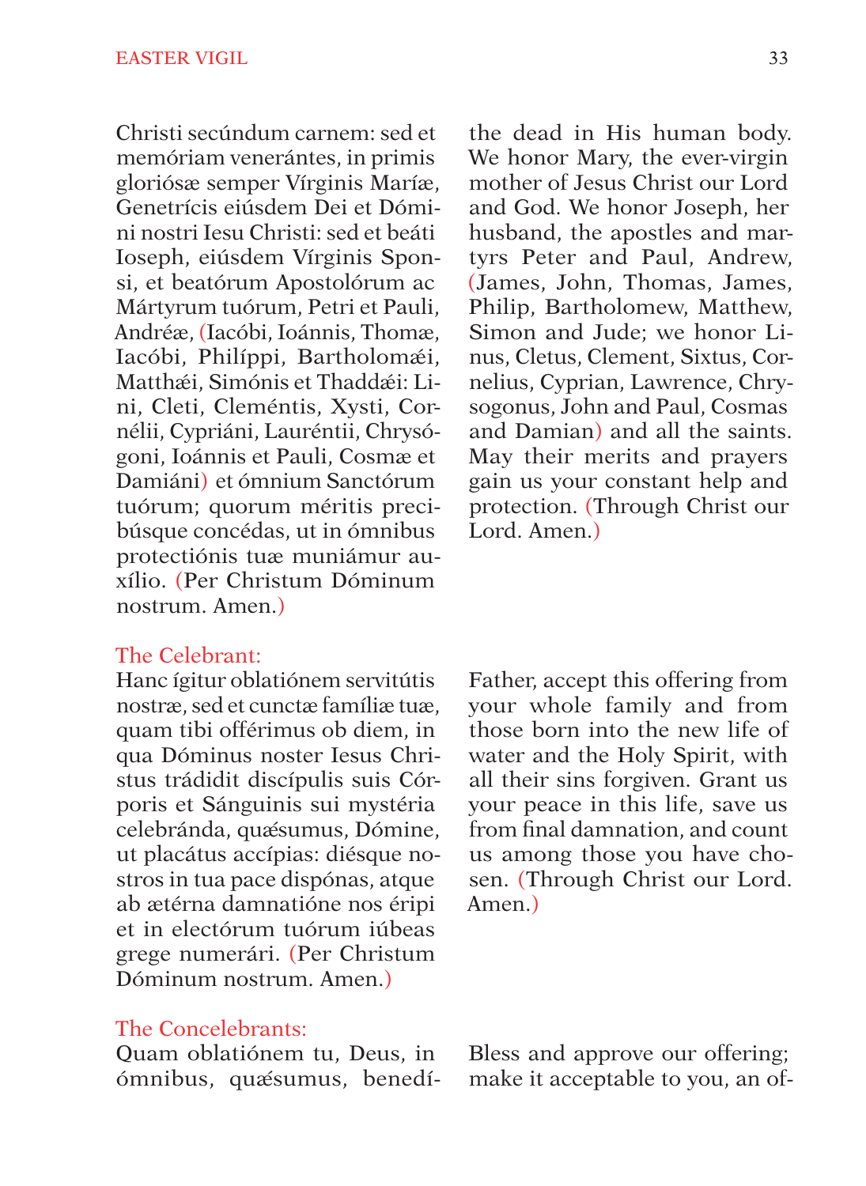Christi secúndum carnem: sed et memóriam venerántes, in primis gloriósæ semper Vírginis Maríæ, Genetrícis eiúsdem Dei et Dómini nostri Iesu Christi: sed et beáti Ioseph, eiúsdem Vírginis Sponsi, et beatórum Apostolórum ac Mártyrum tuórum, Petri et Pauli, Andréæ, (Iacóbi, Ioánnis, Thomæ, Iacóbi, Philíppi, Bartholomǽi, Matthǽi, Simónis et Thaddǽi: Lini, Cleti, Cleméntis, Xysti, Cornélii, Cypriáni, Lauréntii, Chrysógoni, Ioánnis et Pauli, Cosmæ et Damiáni) et ómnium Sanctórum tuórum; quorum méritis precibúsque concédas, ut in ómnibus protectiónis tuæ muniámur auxílio. (Per Christum Dóminum nostrum. Amen.)

the dead in His human body. We honor Mary, the ever-virgin mother of Jesus Christ our Lord and God. We honor Joseph, her husband, the apostles and martyrs Peter and Paul, Andrew, (James, John, Thomas, James, Philip, Bartholomew, Matthew, Simon and Jude; we honor Linus, Cletus, Clement, Sixtus, Cornelius, Cyprian, Lawrence, Chrysogonus, John and Paul, Cosmas and Damian) and all the saints. May their merits and prayers gain us your constant help and protection. (Through Christ our Lord. Amen.)

The Celebrant:

Hanc ígitur oblatiónem servitútis nostræ, sed et cunctæ famíliæ tuæ, quam tibi offérimus ob diem, in qua Dóminus noster Iesus Christus trádidit discípulis suis Córporis et Sánguinis sui mystéria celebránda, quǽsumus, Dómine, ut placátus accípias: diésque nostros in tua pace dispónas, atque ab ætérna damnatióne nos éripi et in electórum tuórum iúbeas grege numerári. (Per Christum Dóminum nostrum. Amen.)

Father, accept this offering from your whole family and from those born into the new life of water and the Holy Spirit, with all their sins forgiven. Grant us your peace in this life, save us from final damnation, and count us among those you have chosen. (Through Christ our Lord. Amen.)

The Concelebrants:

Quam oblatiónem tu, Deus, in ómnibus, quǽsumus, benedí-

Bless and approve our offering; make it acceptable to you, an of-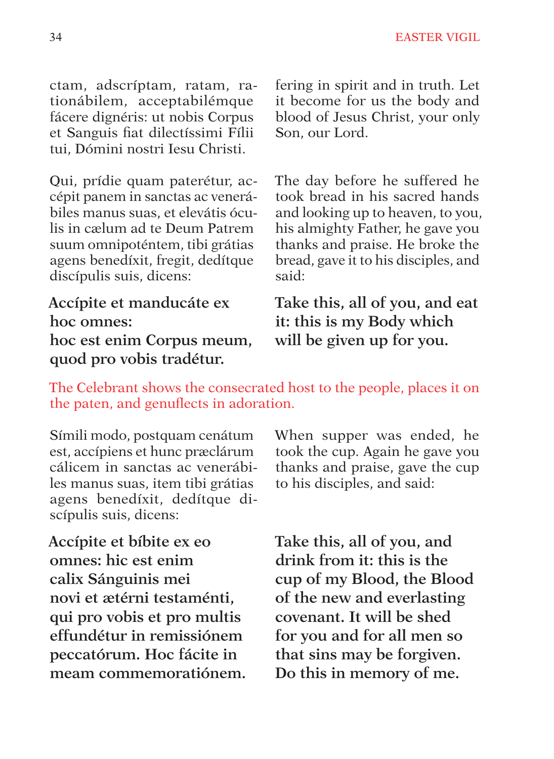ctam, adscríptam, ratam, rationábilem, acceptabilémque fácere dignéris: ut nobis Corpus et Sanguis fiat dilectíssimi Fílii tui, Dómini nostri Iesu Christi.

fering in spirit and in truth. Let it become for us the body and blood of Jesus Christ, your only Son, our Lord.

Qui, prídie quam paterétur, accépit panem in sanctas ac venerábiles manus suas, et elevátis óculis in cælum ad te Deum Patrem suum omnipoténtem, tibi grátias agens benedíxit, fregit, dedítque discípulis suis, dicens:

The day before he suffered he took bread in his sacred hands and looking up to heaven, to you, his almighty Father, he gave you thanks and praise. He broke the bread, gave it to his disciples, and said:

**Accípite et manducáte ex hoc omnes:**
**hoc est enim Corpus meum, quod pro vobis tradétur.**

**Take this, all of you, and eat it: this is my Body which will be given up for you.**

The Celebrant shows the consecrated host to the people, places it on the paten, and genuflects in adoration.

Símili modo, postquam cenátum est, accípiens et hunc præclárum cálicem in sanctas ac venerábiles manus suas, item tibi grátias agens benedíxit, dedítque discípulis suis, dicens:

When supper was ended, he took the cup. Again he gave you thanks and praise, gave the cup to his disciples, and said:

**Accípite et bíbite ex eo omnes: hic est enim calix Sánguinis mei novi et ætérni testaménti, qui pro vobis et pro multis effundétur in remissiónem peccatórum. Hoc fácite in meam commemoratiónem.**

**Take this, all of you, and drink from it: this is the cup of my Blood, the Blood of the new and everlasting covenant. It will be shed for you and for all men so that sins may be forgiven. Do this in memory of me.**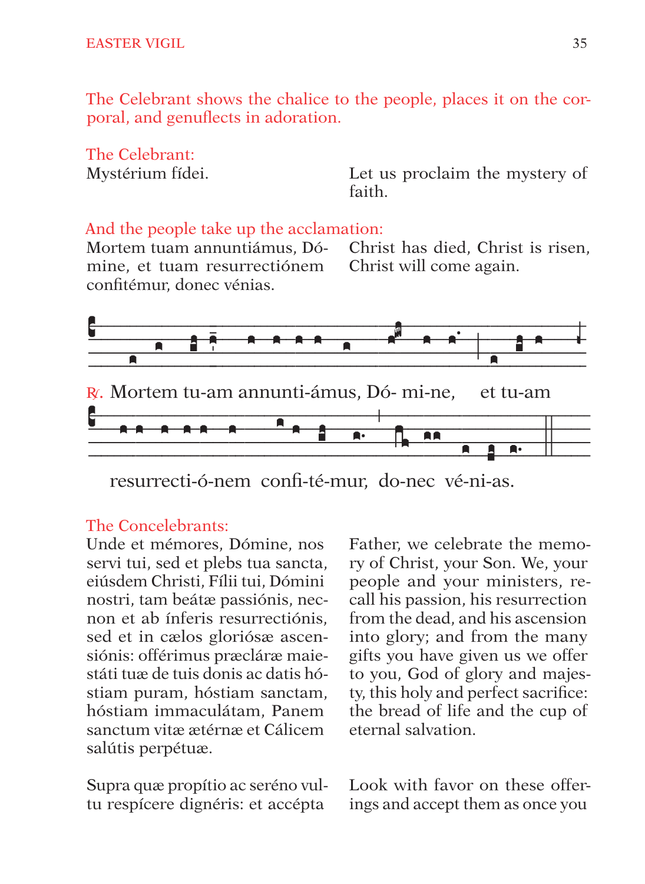The Celebrant shows the chalice to the people, places it on the corporal, and genuflects in adoration.

The Celebrant:

Mystérium fídei.

Let us proclaim the mystery of faith.

And the people take up the acclamation:

Mortem tuam annuntiámus, Dómine, et tuam resurrectiónem confitémur, donec vénias.

Christ has died, Christ is risen, Christ will come again.

℟. Mortem tu-am annunti-ámus, Dó- mi-ne, et tu-am

resurrecti-ó-nem confi-té-mur, do-nec vé-ni-as.

The Concelebrants:

Unde et mémores, Dómine, nos servi tui, sed et plebs tua sancta, eiúsdem Christi, Fílii tui, Dómini nostri, tam beátæ passiónis, necnon et ab ínferis resurrectiónis, sed et in cælos gloriósæ ascensiónis: offérimus præcláræ maiestáti tuæ de tuis donis ac datis hóstiam puram, hóstiam sanctam, hóstiam immaculátam, Panem sanctum vitæ ætérnæ et Cálicem salútis perpétuæ.

Father, we celebrate the memory of Christ, your Son. We, your people and your ministers, recall his passion, his resurrection from the dead, and his ascension into glory; and from the many gifts you have given us we offer to you, God of glory and majesty, this holy and perfect sacrifice: the bread of life and the cup of eternal salvation.

Supra quæ propítio ac seréno vultu respícere dignéris: et accépta

Look with favor on these offerings and accept them as once you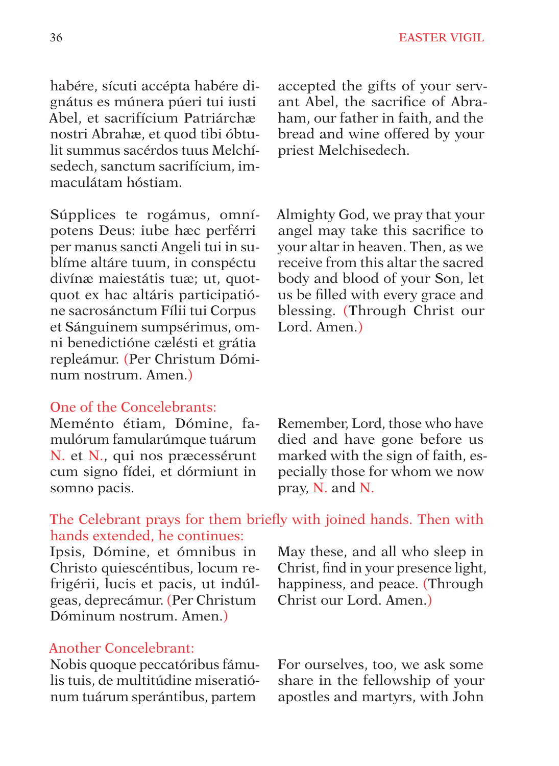habére, sícuti accépta habére dignátus es múnera púeri tui iusti Abel, et sacrifícium Patriárchæ nostri Abrahæ, et quod tibi óbtulit summus sacérdos tuus Melchísedech, sanctum sacrifícium, immaculátam hóstiam.

accepted the gifts of your servant Abel, the sacrifice of Abraham, our father in faith, and the bread and wine offered by your priest Melchisedech.

Súpplices te rogámus, omnípotens Deus: iube hæc perférri per manus sancti Angeli tui in sublíme altáre tuum, in conspéctu divínæ maiestátis tuæ; ut, quotquot ex hac altáris participatióne sacrosánctum Fílii tui Corpus et Sánguinem sumpsérimus, omni benedictióne cælésti et grátia repleámur. (Per Christum Dóminum nostrum. Amen.)

Almighty God, we pray that your angel may take this sacrifice to your altar in heaven. Then, as we receive from this altar the sacred body and blood of your Son, let us be filled with every grace and blessing. (Through Christ our Lord. Amen.)

*One of the Concelebrants:*

Meménto étiam, Dómine, famulórum famularúmque tuárum N. et N., qui nos præcessérunt cum signo fídei, et dórmiunt in somno pacis.

Remember, Lord, those who have died and have gone before us marked with the sign of faith, especially those for whom we now pray, N. and N.

*The Celebrant prays for them briefly with joined hands. Then with hands extended, he continues:*

Ipsis, Dómine, et ómnibus in Christo quiescéntibus, locum refrigérii, lucis et pacis, ut indúlgeas, deprecámur. (Per Christum Dóminum nostrum. Amen.)

May these, and all who sleep in Christ, find in your presence light, happiness, and peace. (Through Christ our Lord. Amen.)

*Another Concelebrant:*

Nobis quoque peccatóribus fámulis tuis, de multitúdine miseratiónum tuárum sperántibus, partem

For ourselves, too, we ask some share in the fellowship of your apostles and martyrs, with John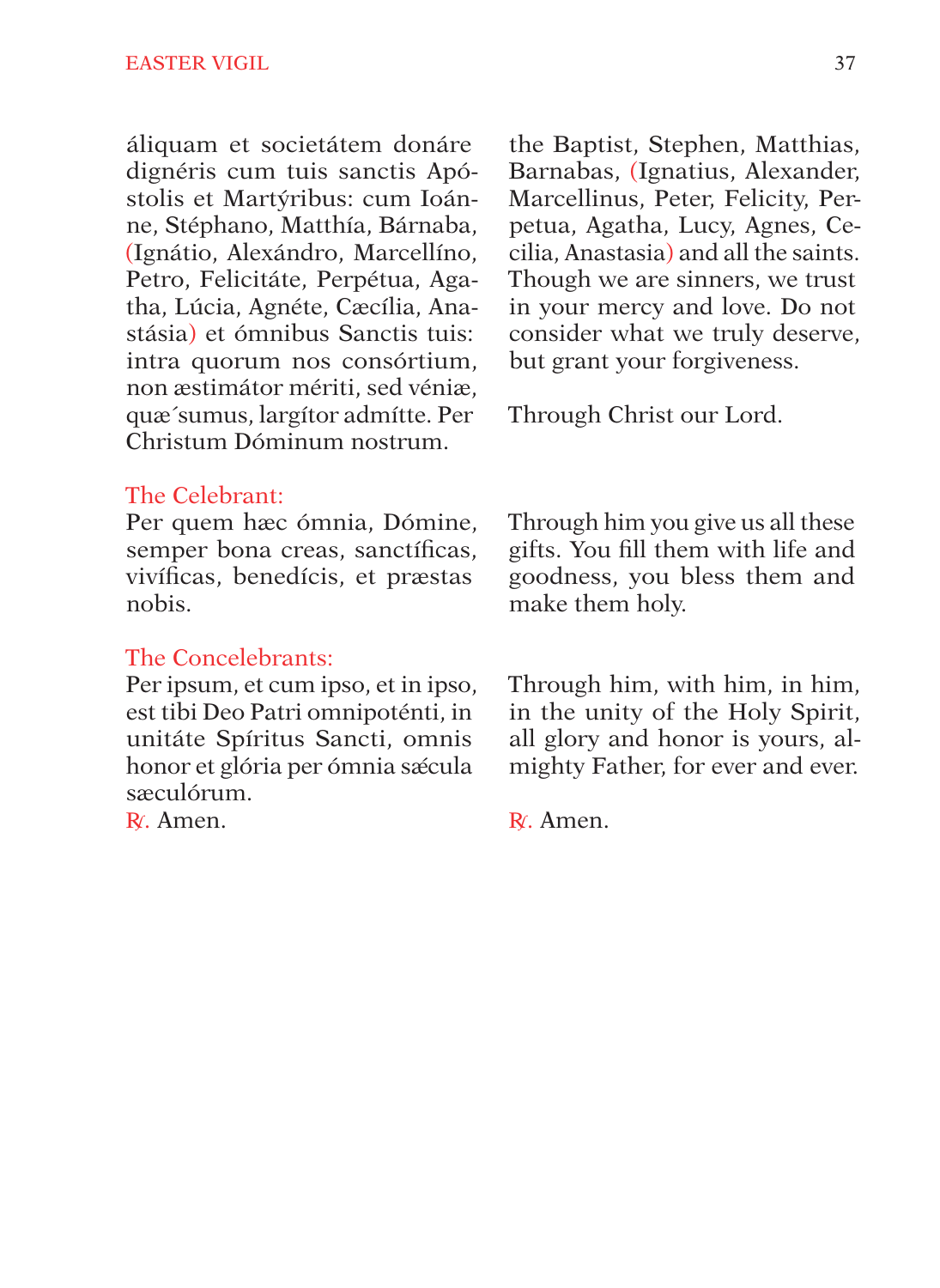áliquam et societátem donáre dignéris cum tuis sanctis Apóstolis et Martýribus: cum Ioánne, Stéphano, Matthía, Bárnaba, (Ignátio, Alexándro, Marcellíno, Petro, Felicitáte, Perpétua, Agatha, Lúcia, Agnéte, Cæcília, Anastásia) et ómnibus Sanctis tuis: intra quorum nos consórtium, non æstimátor mériti, sed véniæ, quæ´sumus, largítor admítte. Per Christum Dóminum nostrum.

the Baptist, Stephen, Matthias, Barnabas, (Ignatius, Alexander, Marcellinus, Peter, Felicity, Perpetua, Agatha, Lucy, Agnes, Cecilia, Anastasia) and all the saints. Though we are sinners, we trust in your mercy and love. Do not consider what we truly deserve, but grant your forgiveness.

Through Christ our Lord.

The Celebrant:

Per quem hæc ómnia, Dómine, semper bona creas, sanctíficas, vivíficas, benedícis, et præstas nobis.

Through him you give us all these gifts. You fill them with life and goodness, you bless them and make them holy.

The Concelebrants:

Per ipsum, et cum ipso, et in ipso, est tibi Deo Patri omnipoténti, in unitáte Spíritus Sancti, omnis honor et glória per ómnia sæ´cula sæculórum.

℟. Amen.

Through him, with him, in him, in the unity of the Holy Spirit, all glory and honor is yours, almighty Father, for ever and ever.

℟. Amen.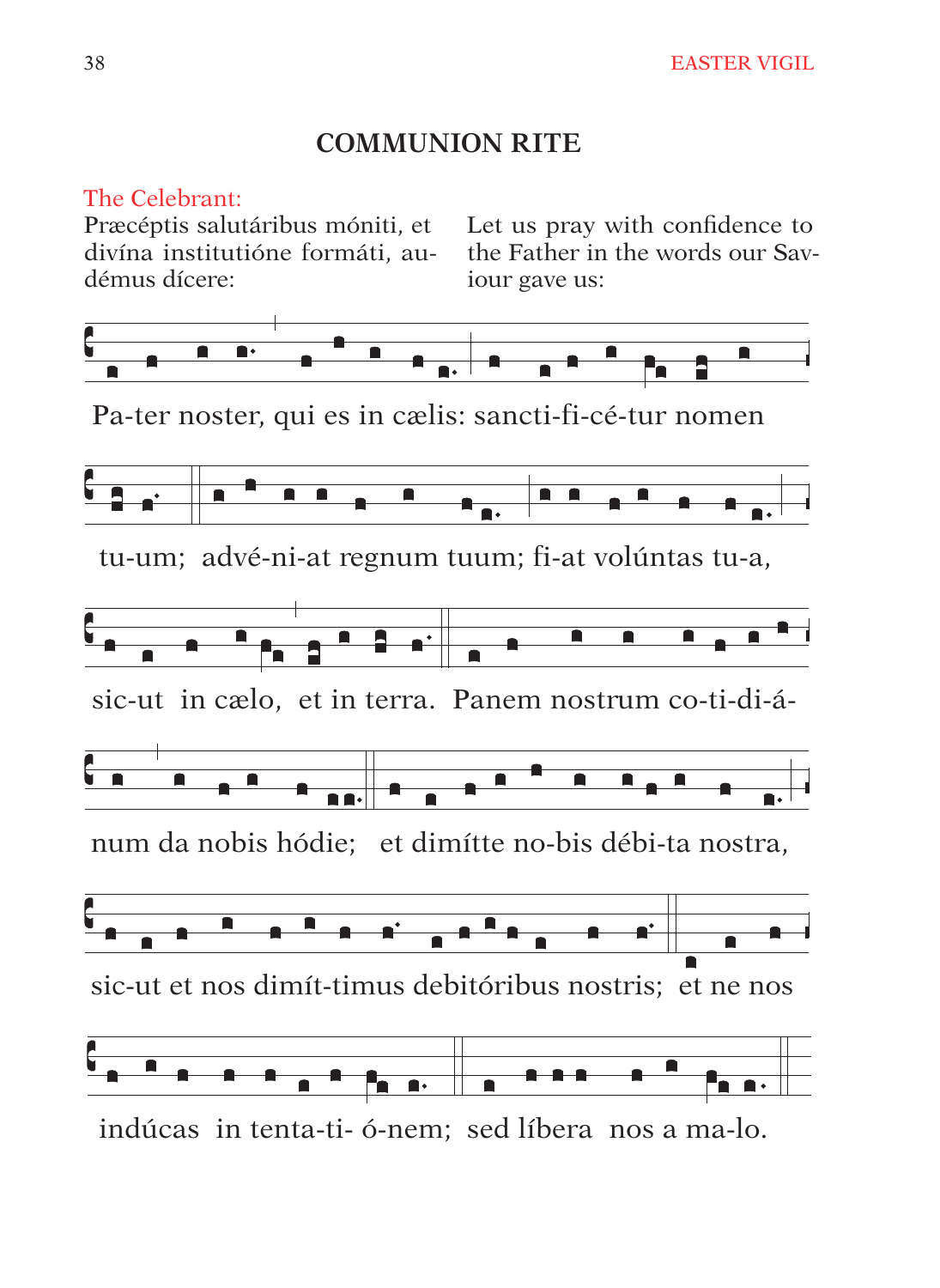## COMMUNION RITE

The Celebrant:

Præcéptis salutáribus móniti, et divína institutióne formáti, audémus dícere:

Let us pray with confidence to the Father in the words our Saviour gave us:

Pa-ter noster, qui es in cælis: sancti-fi-cé-tur nomen

tu-um; advé-ni-at regnum tuum; fi-at volúntas tu-a,

sic-ut in cælo, et in terra. Panem nostrum co-ti-di-á-

num da nobis hódie; et dimítte no-bis débi-ta nostra,

sic-ut et nos dimít-timus debitóribus nostris; et ne nos

indúcas in tenta-ti- ó-nem; sed líbera nos a ma-lo.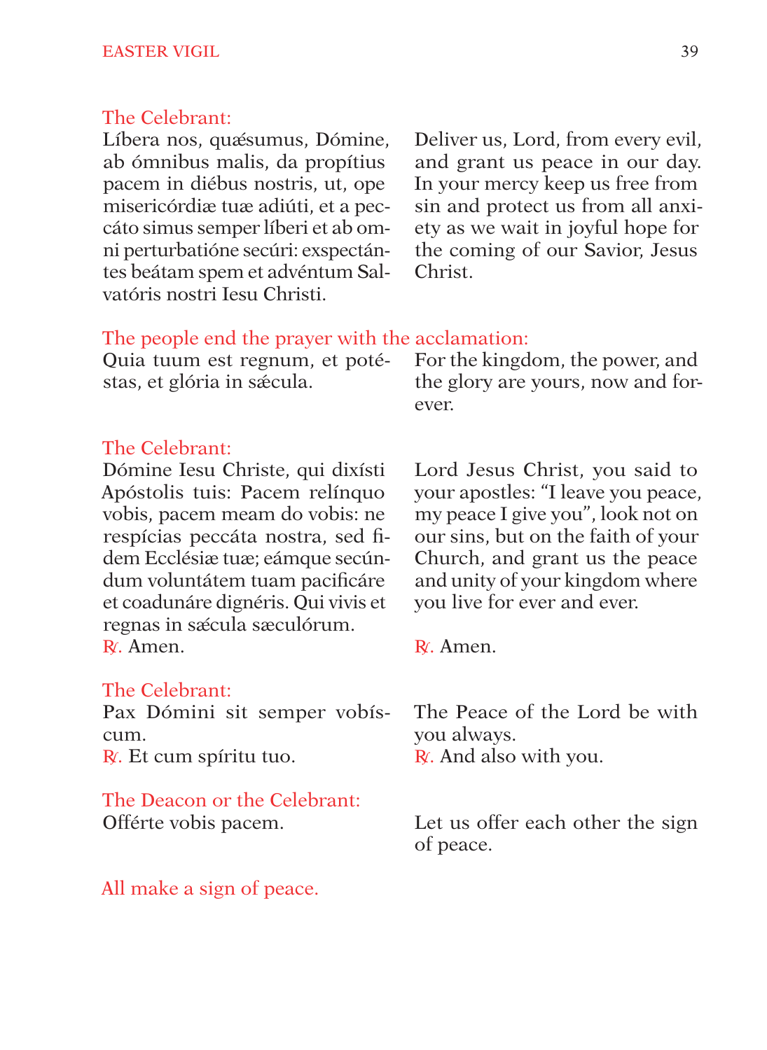The Celebrant:

Líbera nos, quǽsumus, Dómine, ab ómnibus malis, da propítius pacem in diébus nostris, ut, ope misericórdiæ tuæ adiúti, et a peccáto simus semper líberi et ab omni perturbatióne secúri: exspectántes beátam spem et advéntum Salvatóris nostri Iesu Christi.

Deliver us, Lord, from every evil, and grant us peace in our day. In your mercy keep us free from sin and protect us from all anxiety as we wait in joyful hope for the coming of our Savior, Jesus Christ.

The people end the prayer with the acclamation:

Quia tuum est regnum, et potéstas, et glória in sǽcula.

For the kingdom, the power, and the glory are yours, now and forever.

The Celebrant:

Dómine Iesu Christe, qui dixísti Apóstolis tuis: Pacem relínquo vobis, pacem meam do vobis: ne respícias peccáta nostra, sed fidem Ecclésiæ tuæ; eámque secúndum voluntátem tuam pacificáre et coadunáre dignéris. Qui vivis et regnas in sǽcula sæculórum.
℟. Amen.

Lord Jesus Christ, you said to your apostles: "I leave you peace, my peace I give you", look not on our sins, but on the faith of your Church, and grant us the peace and unity of your kingdom where you live for ever and ever.
℟. Amen.

The Celebrant:

Pax Dómini sit semper vobíscum.
℟. Et cum spíritu tuo.

The Peace of the Lord be with you always.
℟. And also with you.

The Deacon or the Celebrant:

Offérte vobis pacem.

Let us offer each other the sign of peace.

All make a sign of peace.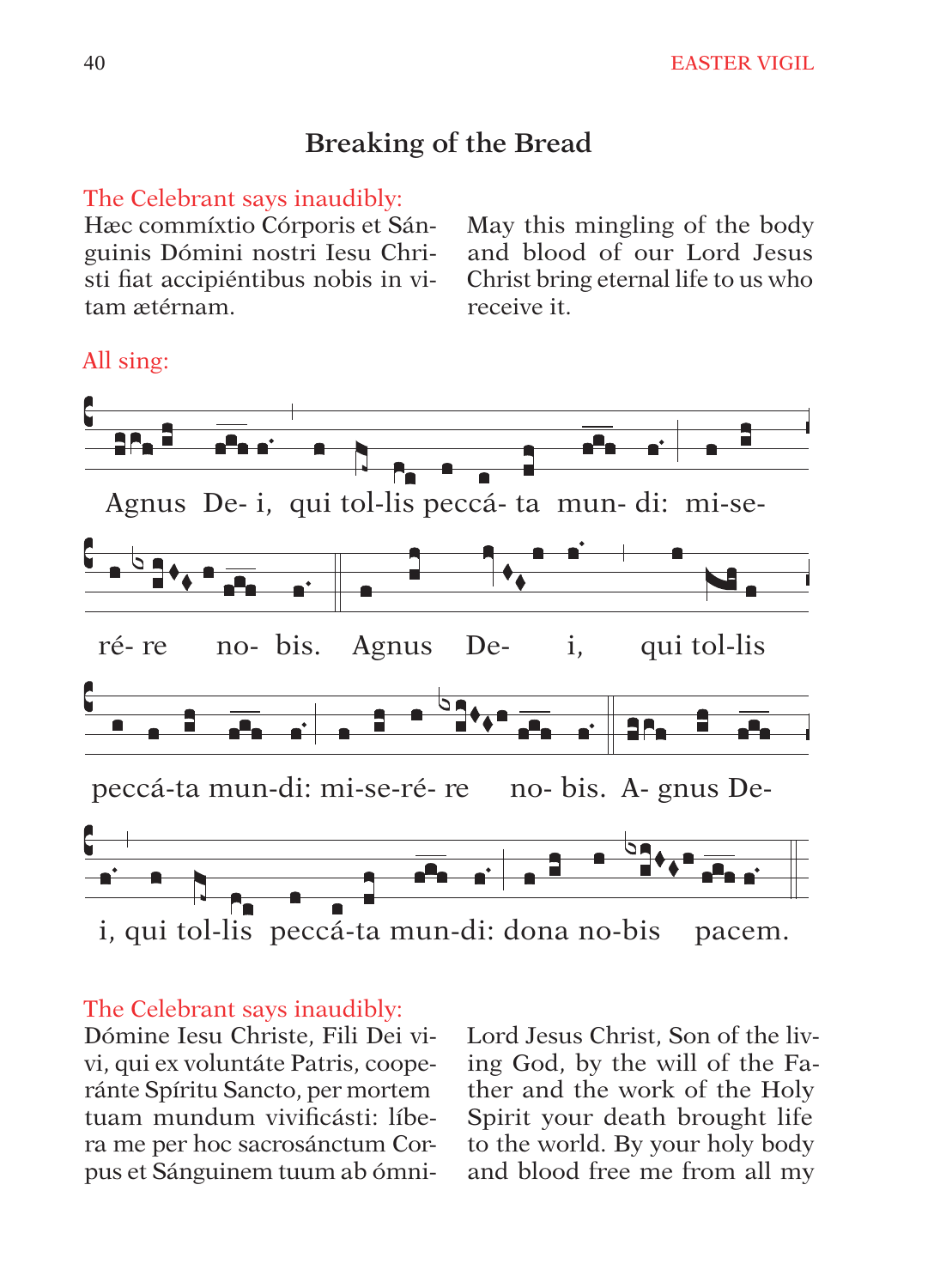## Breaking of the Bread

The Celebrant says inaudibly:

Hæc commíxtio Córporis et Sánguinis Dómini nostri Iesu Christi fiat accipiéntibus nobis in vitam ætérnam.

May this mingling of the body and blood of our Lord Jesus Christ bring eternal life to us who receive it.

All sing:

Agnus De- i, qui tol-lis peccá- ta mun- di: mi-se- ré- re no- bis. Agnus De- i, qui tol-lis peccá-ta mun-di: mi-se-ré- re no- bis. A- gnus De- i, qui tol-lis peccá-ta mun-di: dona no-bis pacem.

The Celebrant says inaudibly:

Dómine Iesu Christe, Fili Dei vivi, qui ex voluntáte Patris, cooperánte Spíritu Sancto, per mortem tuam mundum vivificásti: líbera me per hoc sacrosánctum Corpus et Sánguinem tuum ab ómni-

Lord Jesus Christ, Son of the living God, by the will of the Father and the work of the Holy Spirit your death brought life to the world. By your holy body and blood free me from all my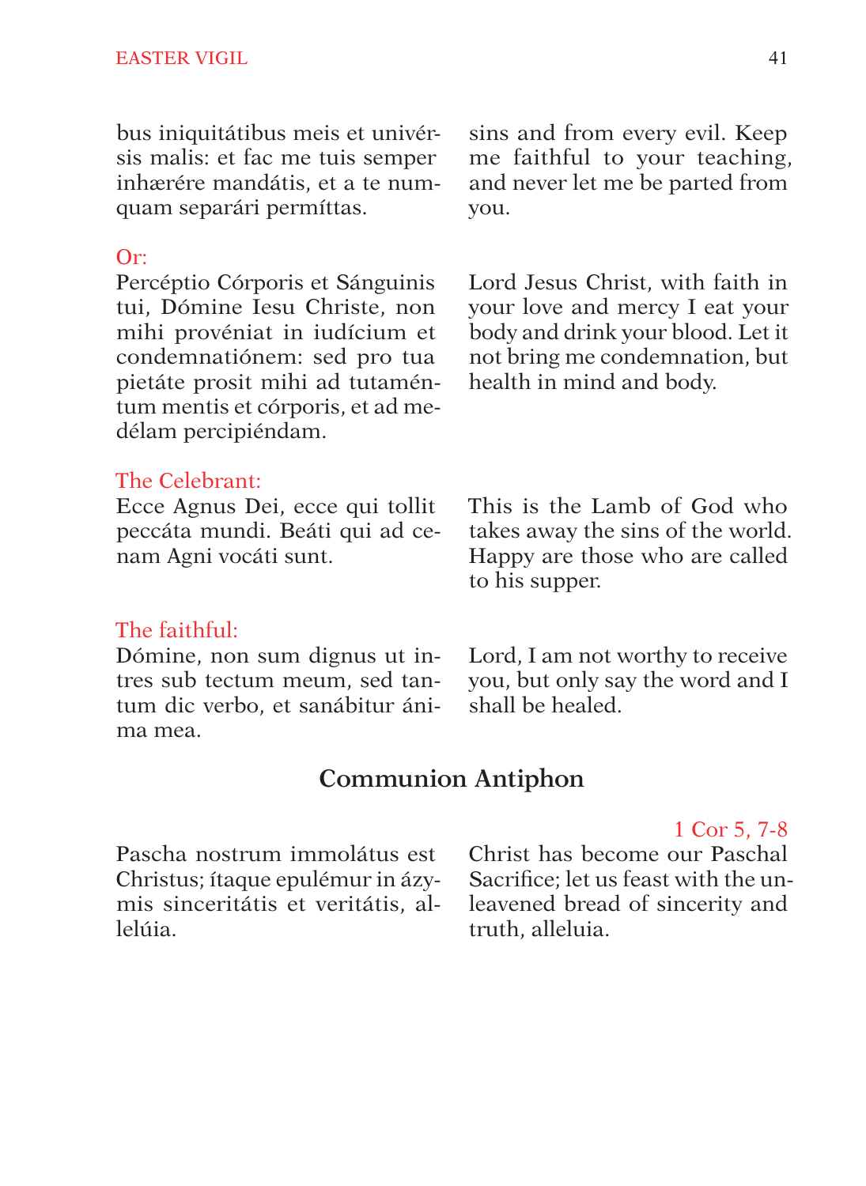bus iniquitátibus meis et univérsis malis: et fac me tuis semper inhærére mandátis, et a te numquam separári permíttas.

sins and from every evil. Keep me faithful to your teaching, and never let me be parted from you.

Or:

Percéptio Córporis et Sánguinis tui, Dómine Iesu Christe, non mihi provéniat in iudícium et condemnatiónem: sed pro tua pietáte prosit mihi ad tutaméntum mentis et córporis, et ad medélam percipiéndam.

Lord Jesus Christ, with faith in your love and mercy I eat your body and drink your blood. Let it not bring me condemnation, but health in mind and body.

The Celebrant:

Ecce Agnus Dei, ecce qui tollit peccáta mundi. Beáti qui ad cenam Agni vocáti sunt.

This is the Lamb of God who takes away the sins of the world. Happy are those who are called to his supper.

The faithful:

Dómine, non sum dignus ut intres sub tectum meum, sed tantum dic verbo, et sanábitur ánima mea.

Lord, I am not worthy to receive you, but only say the word and I shall be healed.

## Communion Antiphon

1 Cor 5, 7-8

Pascha nostrum immolátus est Christus; ítaque epulémur in ázymis sinceritátis et veritátis, allelúia.

Christ has become our Paschal Sacrifice; let us feast with the unleavened bread of sincerity and truth, alleluia.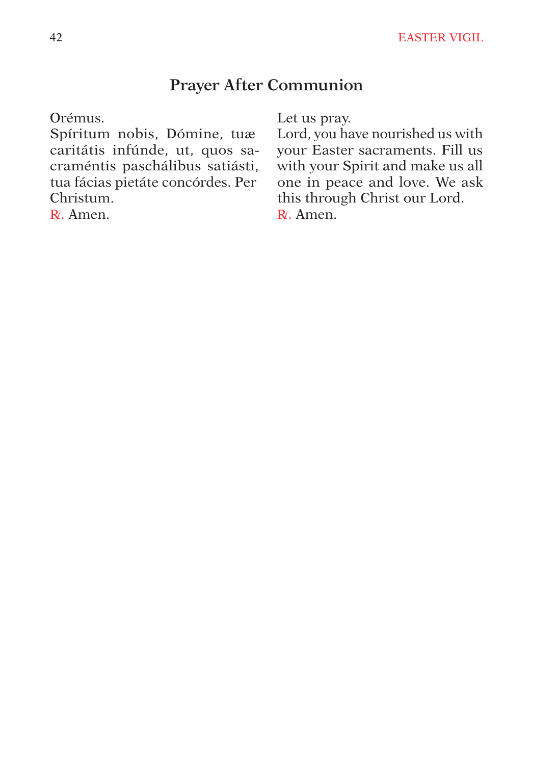## Prayer After Communion

Orémus.
Spíritum nobis, Dómine, tuæ caritátis infúnde, ut, quos sacraméntis paschálibus satiásti, tua fácias pietáte concórdes. Per Christum.
℟. Amen.

Let us pray.
Lord, you have nourished us with your Easter sacraments. Fill us with your Spirit and make us all one in peace and love. We ask this through Christ our Lord.
℟. Amen.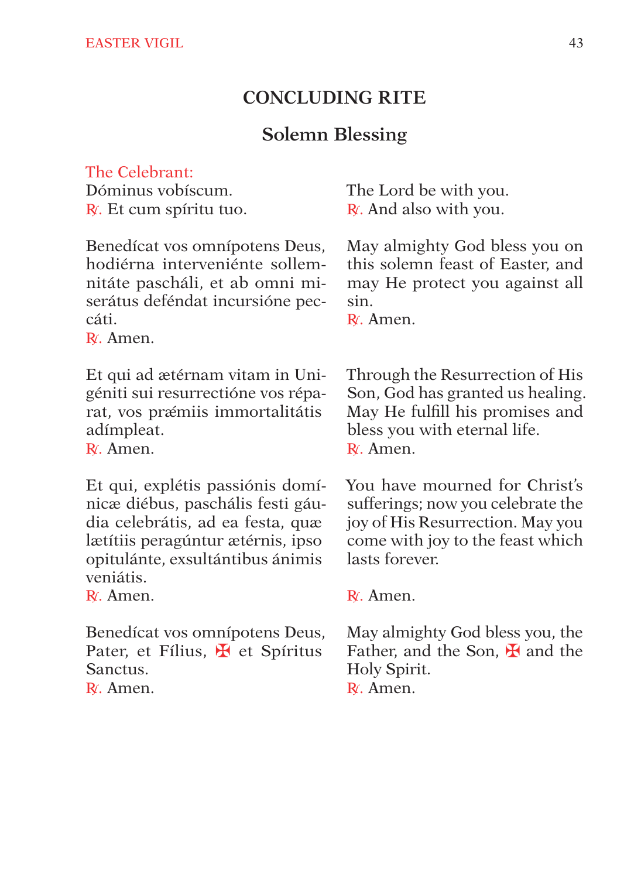## CONCLUDING RITE

### Solemn Blessing

The Celebrant:

Dóminus vobíscum.
℟. Et cum spíritu tuo.

The Lord be with you.
℟. And also with you.

Benedícat vos omnípotens Deus, hodiérna interveniénte sollemnitáte pascháli, et ab omni miserátus deféndat incursióne peccáti.
℟. Amen.

May almighty God bless you on this solemn feast of Easter, and may He protect you against all sin.
℟. Amen.

Et qui ad ætérnam vitam in Unigéniti sui resurrectióne vos réparat, vos prǽmiis immortalitátis adímpleat.
℟. Amen.

Through the Resurrection of His Son, God has granted us healing. May He fulfill his promises and bless you with eternal life.
℟. Amen.

Et qui, explétis passiónis domínicæ diébus, paschális festi gáudia celebrátis, ad ea festa, quæ lætítiis peragúntur ætérnis, ipso opitulánte, exsultántibus ánimis veniátis.
℟. Amen.

You have mourned for Christ's sufferings; now you celebrate the joy of His Resurrection. May you come with joy to the feast which lasts forever.
℟. Amen.

Benedícat vos omnípotens Deus, Pater, et Fílius, ✠ et Spíritus Sanctus.
℟. Amen.

May almighty God bless you, the Father, and the Son, ✠ and the Holy Spirit.
℟. Amen.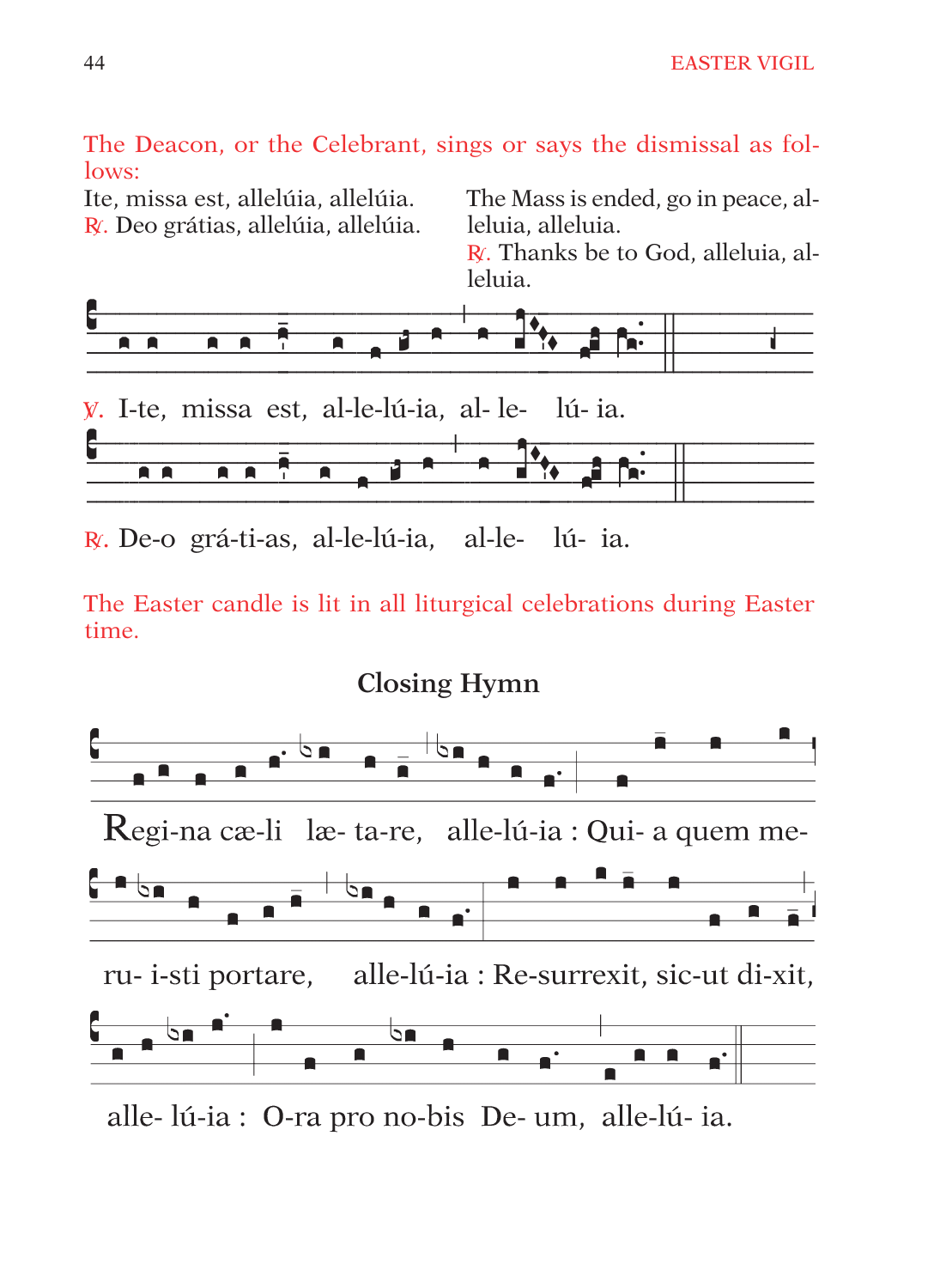The Deacon, or the Celebrant, sings or says the dismissal as follows:

Ite, missa est, allelúia, allelúia.
℟. Deo grátias, allelúia, allelúia.

The Mass is ended, go in peace, alleluia, alleluia.
℟. Thanks be to God, alleluia, alleluia.

℣. I-te, missa est, al-le-lú-ia, al- le- lú- ia.

℟. De-o grá-ti-as, al-le-lú-ia, al-le- lú- ia.

The Easter candle is lit in all liturgical celebrations during Easter time.

## Closing Hymn

Regi-na cæ-li læ- ta-re, alle-lú-ia : Qui- a quem me-

ru- i-sti portare, alle-lú-ia : Re-surrexit, sic-ut di-xit,

alle- lú-ia : O-ra pro no-bis De- um, alle-lú- ia.